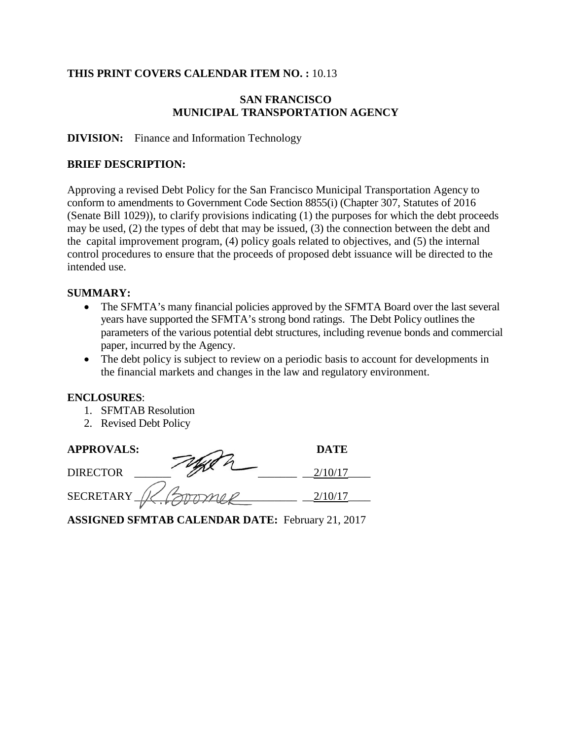**THIS PRINT COVERS CALENDAR ITEM NO. :** 10.13

**SAN FRANCISCO**
**MUNICIPAL TRANSPORTATION AGENCY**

**DIVISION:** Finance and Information Technology

**BRIEF DESCRIPTION:**

Approving a revised Debt Policy for the San Francisco Municipal Transportation Agency to conform to amendments to Government Code Section 8855(i) (Chapter 307, Statutes of 2016 (Senate Bill 1029)), to clarify provisions indicating (1) the purposes for which the debt proceeds may be used, (2) the types of debt that may be issued, (3) the connection between the debt and the capital improvement program, (4) policy goals related to objectives, and (5) the internal control procedures to ensure that the proceeds of proposed debt issuance will be directed to the intended use.

**SUMMARY:**

- The SFMTA's many financial policies approved by the SFMTA Board over the last several years have supported the SFMTA's strong bond ratings. The Debt Policy outlines the parameters of the various potential debt structures, including revenue bonds and commercial paper, incurred by the Agency.
- The debt policy is subject to review on a periodic basis to account for developments in the financial markets and changes in the law and regulatory environment.

**ENCLOSURES**:

1. SFMTAB Resolution
2. Revised Debt Policy

| **APPROVALS:** | | **DATE** |
|---|---|---|
| DIRECTOR | [signature] | 2/10/17 |
| SECRETARY | R. Boomer | 2/10/17 |

**ASSIGNED SFMTAB CALENDAR DATE:** February 21, 2017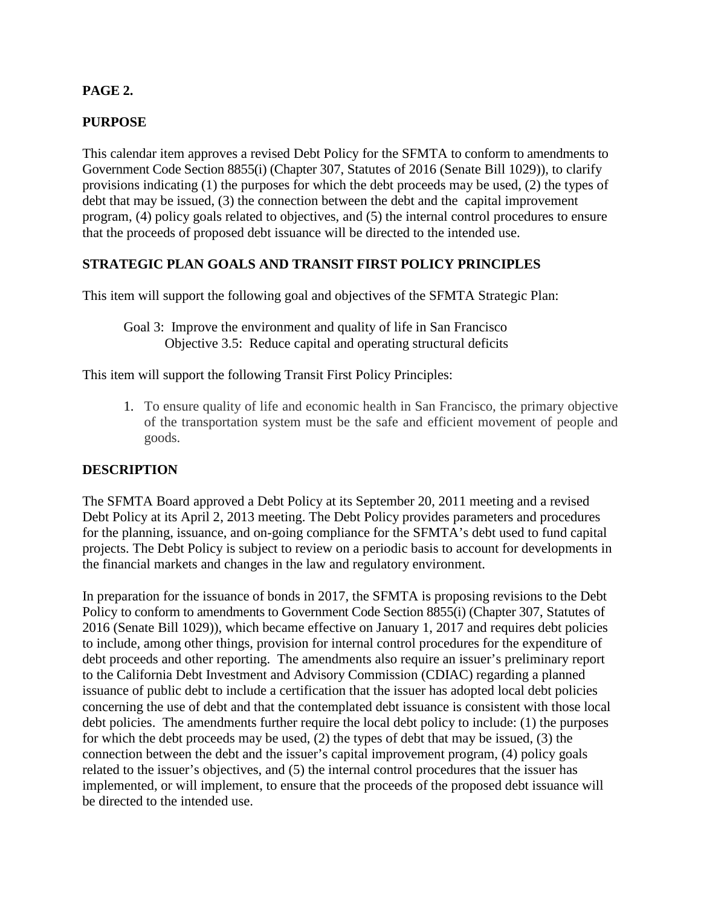**PAGE 2.**

## PURPOSE

This calendar item approves a revised Debt Policy for the SFMTA to conform to amendments to Government Code Section 8855(i) (Chapter 307, Statutes of 2016 (Senate Bill 1029)), to clarify provisions indicating (1) the purposes for which the debt proceeds may be used, (2) the types of debt that may be issued, (3) the connection between the debt and the capital improvement program, (4) policy goals related to objectives, and (5) the internal control procedures to ensure that the proceeds of proposed debt issuance will be directed to the intended use.

## STRATEGIC PLAN GOALS AND TRANSIT FIRST POLICY PRINCIPLES

This item will support the following goal and objectives of the SFMTA Strategic Plan:

Goal 3: Improve the environment and quality of life in San Francisco
Objective 3.5: Reduce capital and operating structural deficits

This item will support the following Transit First Policy Principles:

1. To ensure quality of life and economic health in San Francisco, the primary objective of the transportation system must be the safe and efficient movement of people and goods.

## DESCRIPTION

The SFMTA Board approved a Debt Policy at its September 20, 2011 meeting and a revised Debt Policy at its April 2, 2013 meeting. The Debt Policy provides parameters and procedures for the planning, issuance, and on-going compliance for the SFMTA's debt used to fund capital projects. The Debt Policy is subject to review on a periodic basis to account for developments in the financial markets and changes in the law and regulatory environment.

In preparation for the issuance of bonds in 2017, the SFMTA is proposing revisions to the Debt Policy to conform to amendments to Government Code Section 8855(i) (Chapter 307, Statutes of 2016 (Senate Bill 1029)), which became effective on January 1, 2017 and requires debt policies to include, among other things, provision for internal control procedures for the expenditure of debt proceeds and other reporting. The amendments also require an issuer's preliminary report to the California Debt Investment and Advisory Commission (CDIAC) regarding a planned issuance of public debt to include a certification that the issuer has adopted local debt policies concerning the use of debt and that the contemplated debt issuance is consistent with those local debt policies. The amendments further require the local debt policy to include: (1) the purposes for which the debt proceeds may be used, (2) the types of debt that may be issued, (3) the connection between the debt and the issuer's capital improvement program, (4) policy goals related to the issuer's objectives, and (5) the internal control procedures that the issuer has implemented, or will implement, to ensure that the proceeds of the proposed debt issuance will be directed to the intended use.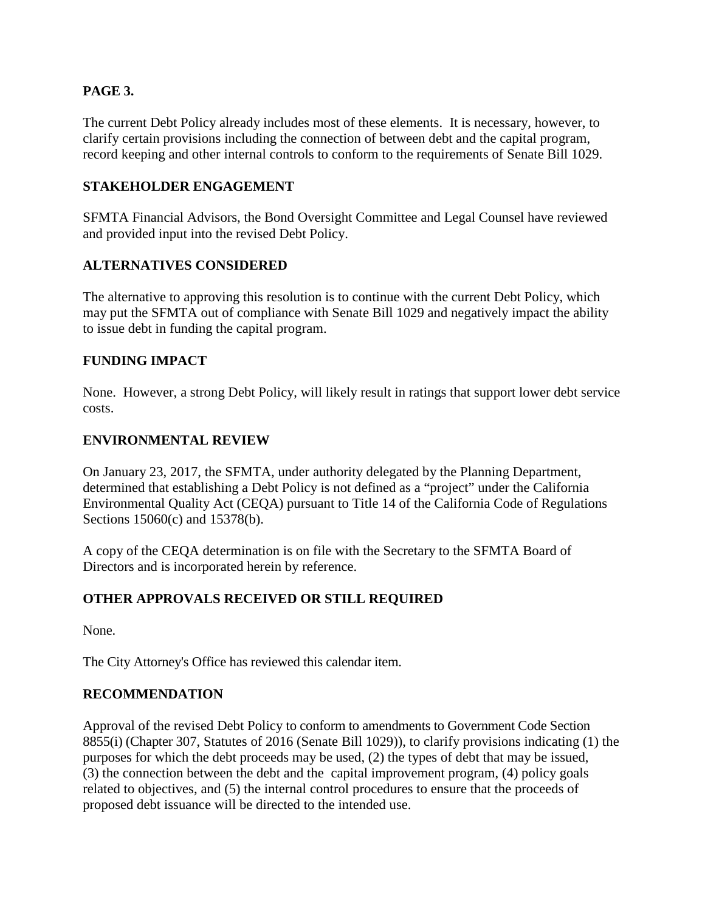**PAGE 3.**

The current Debt Policy already includes most of these elements. It is necessary, however, to clarify certain provisions including the connection of between debt and the capital program, record keeping and other internal controls to conform to the requirements of Senate Bill 1029.

**STAKEHOLDER ENGAGEMENT**

SFMTA Financial Advisors, the Bond Oversight Committee and Legal Counsel have reviewed and provided input into the revised Debt Policy.

**ALTERNATIVES CONSIDERED**

The alternative to approving this resolution is to continue with the current Debt Policy, which may put the SFMTA out of compliance with Senate Bill 1029 and negatively impact the ability to issue debt in funding the capital program.

**FUNDING IMPACT**

None. However, a strong Debt Policy, will likely result in ratings that support lower debt service costs.

**ENVIRONMENTAL REVIEW**

On January 23, 2017, the SFMTA, under authority delegated by the Planning Department, determined that establishing a Debt Policy is not defined as a "project" under the California Environmental Quality Act (CEQA) pursuant to Title 14 of the California Code of Regulations Sections 15060(c) and 15378(b).

A copy of the CEQA determination is on file with the Secretary to the SFMTA Board of Directors and is incorporated herein by reference.

**OTHER APPROVALS RECEIVED OR STILL REQUIRED**

None.

The City Attorney's Office has reviewed this calendar item.

**RECOMMENDATION**

Approval of the revised Debt Policy to conform to amendments to Government Code Section 8855(i) (Chapter 307, Statutes of 2016 (Senate Bill 1029)), to clarify provisions indicating (1) the purposes for which the debt proceeds may be used, (2) the types of debt that may be issued, (3) the connection between the debt and the capital improvement program, (4) policy goals related to objectives, and (5) the internal control procedures to ensure that the proceeds of proposed debt issuance will be directed to the intended use.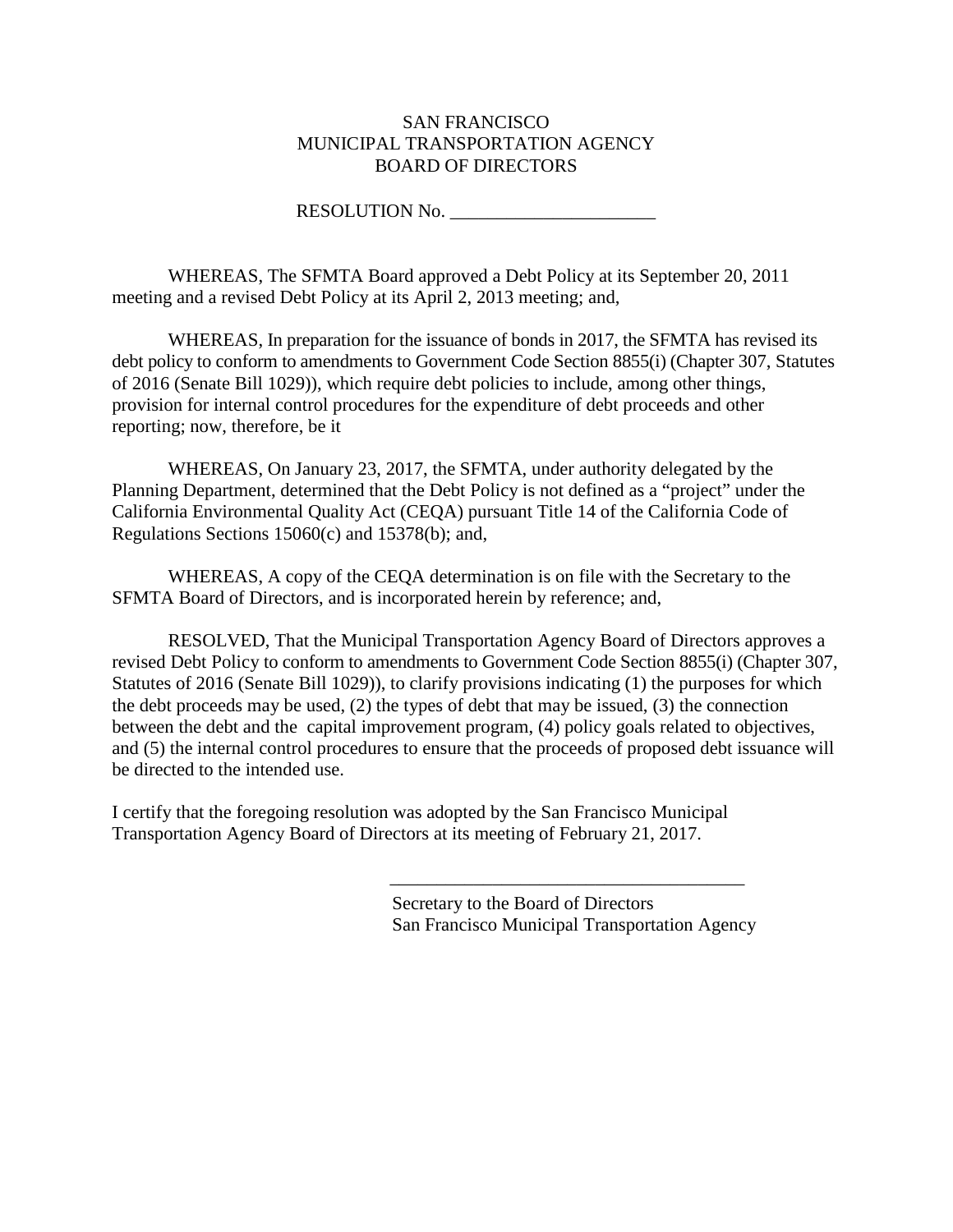SAN FRANCISCO
MUNICIPAL TRANSPORTATION AGENCY
BOARD OF DIRECTORS

RESOLUTION No. ______________________

WHEREAS, The SFMTA Board approved a Debt Policy at its September 20, 2011 meeting and a revised Debt Policy at its April 2, 2013 meeting; and,

WHEREAS, In preparation for the issuance of bonds in 2017, the SFMTA has revised its debt policy to conform to amendments to Government Code Section 8855(i) (Chapter 307, Statutes of 2016 (Senate Bill 1029)), which require debt policies to include, among other things, provision for internal control procedures for the expenditure of debt proceeds and other reporting; now, therefore, be it

WHEREAS, On January 23, 2017, the SFMTA, under authority delegated by the Planning Department, determined that the Debt Policy is not defined as a "project" under the California Environmental Quality Act (CEQA) pursuant Title 14 of the California Code of Regulations Sections 15060(c) and 15378(b); and,

WHEREAS, A copy of the CEQA determination is on file with the Secretary to the SFMTA Board of Directors, and is incorporated herein by reference; and,

RESOLVED, That the Municipal Transportation Agency Board of Directors approves a revised Debt Policy to conform to amendments to Government Code Section 8855(i) (Chapter 307, Statutes of 2016 (Senate Bill 1029)), to clarify provisions indicating (1) the purposes for which the debt proceeds may be used, (2) the types of debt that may be issued, (3) the connection between the debt and the capital improvement program, (4) policy goals related to objectives, and (5) the internal control procedures to ensure that the proceeds of proposed debt issuance will be directed to the intended use.

I certify that the foregoing resolution was adopted by the San Francisco Municipal Transportation Agency Board of Directors at its meeting of February 21, 2017.

______________________________________

Secretary to the Board of Directors
San Francisco Municipal Transportation Agency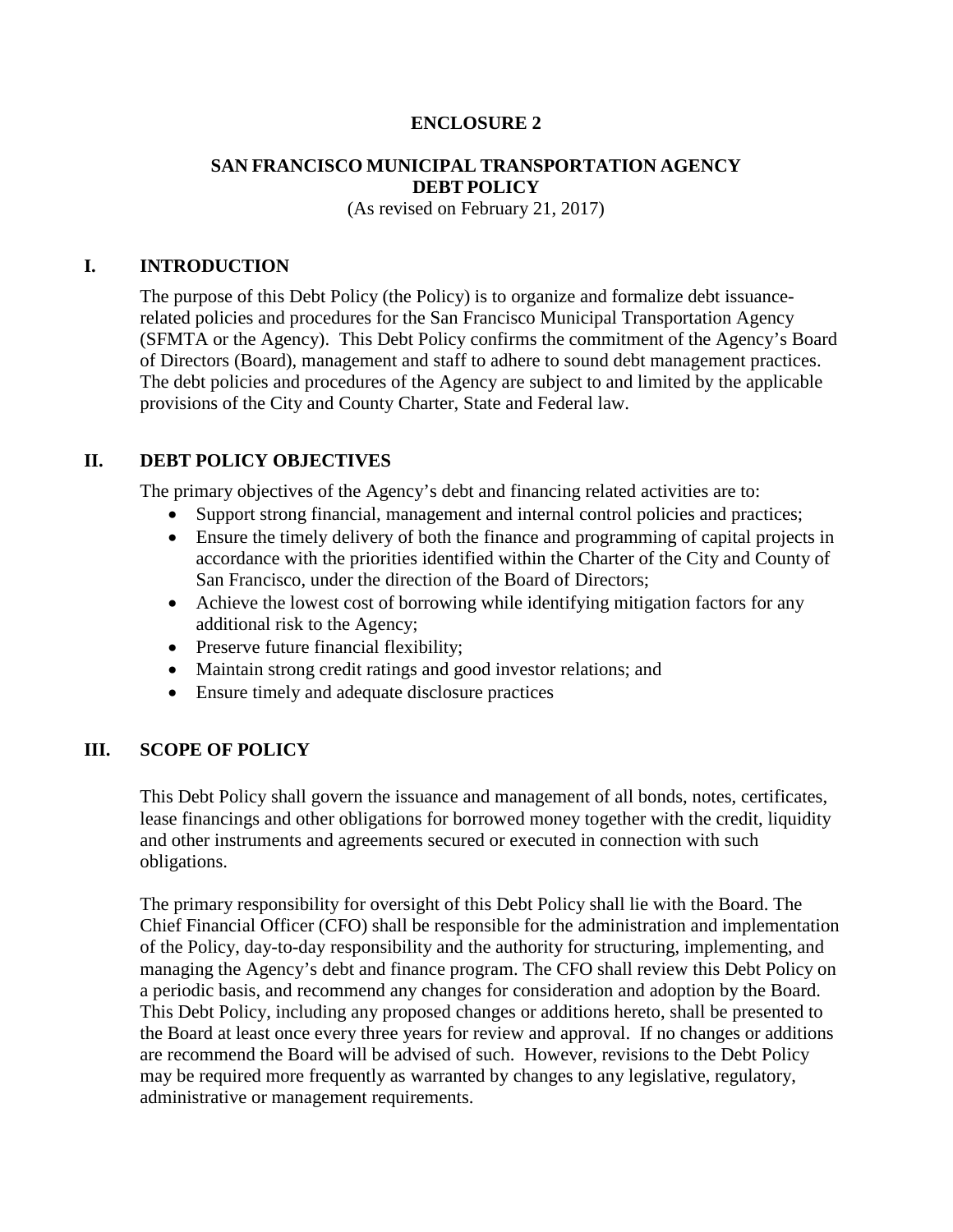**ENCLOSURE 2**

# SAN FRANCISCO MUNICIPAL TRANSPORTATION AGENCY DEBT POLICY

(As revised on February 21, 2017)

## I. INTRODUCTION

The purpose of this Debt Policy (the Policy) is to organize and formalize debt issuance-related policies and procedures for the San Francisco Municipal Transportation Agency (SFMTA or the Agency). This Debt Policy confirms the commitment of the Agency's Board of Directors (Board), management and staff to adhere to sound debt management practices. The debt policies and procedures of the Agency are subject to and limited by the applicable provisions of the City and County Charter, State and Federal law.

## II. DEBT POLICY OBJECTIVES

The primary objectives of the Agency's debt and financing related activities are to:

- Support strong financial, management and internal control policies and practices;
- Ensure the timely delivery of both the finance and programming of capital projects in accordance with the priorities identified within the Charter of the City and County of San Francisco, under the direction of the Board of Directors;
- Achieve the lowest cost of borrowing while identifying mitigation factors for any additional risk to the Agency;
- Preserve future financial flexibility;
- Maintain strong credit ratings and good investor relations; and
- Ensure timely and adequate disclosure practices

## III. SCOPE OF POLICY

This Debt Policy shall govern the issuance and management of all bonds, notes, certificates, lease financings and other obligations for borrowed money together with the credit, liquidity and other instruments and agreements secured or executed in connection with such obligations.

The primary responsibility for oversight of this Debt Policy shall lie with the Board. The Chief Financial Officer (CFO) shall be responsible for the administration and implementation of the Policy, day-to-day responsibility and the authority for structuring, implementing, and managing the Agency's debt and finance program. The CFO shall review this Debt Policy on a periodic basis, and recommend any changes for consideration and adoption by the Board. This Debt Policy, including any proposed changes or additions hereto, shall be presented to the Board at least once every three years for review and approval. If no changes or additions are recommend the Board will be advised of such. However, revisions to the Debt Policy may be required more frequently as warranted by changes to any legislative, regulatory, administrative or management requirements.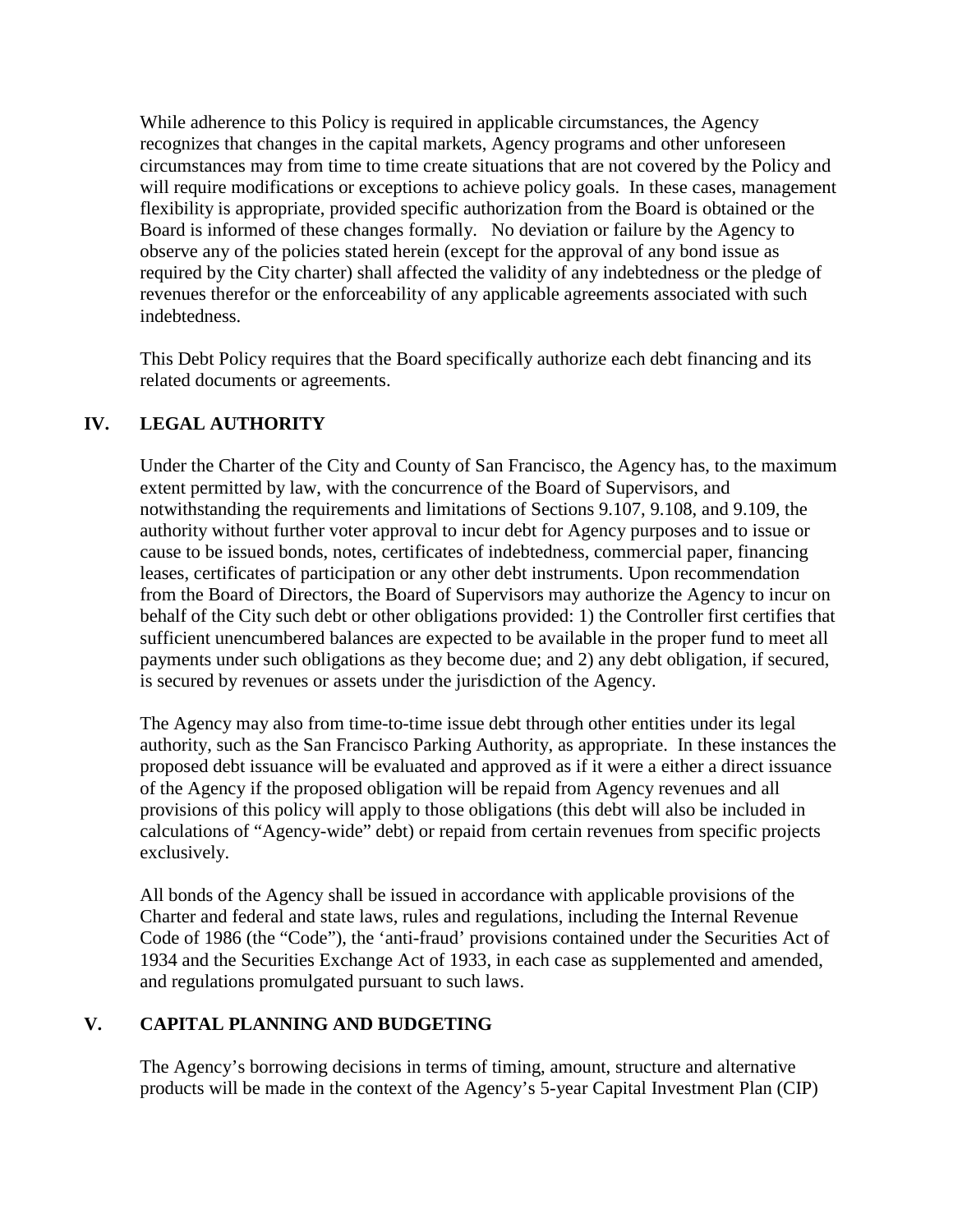While adherence to this Policy is required in applicable circumstances, the Agency recognizes that changes in the capital markets, Agency programs and other unforeseen circumstances may from time to time create situations that are not covered by the Policy and will require modifications or exceptions to achieve policy goals. In these cases, management flexibility is appropriate, provided specific authorization from the Board is obtained or the Board is informed of these changes formally. No deviation or failure by the Agency to observe any of the policies stated herein (except for the approval of any bond issue as required by the City charter) shall affected the validity of any indebtedness or the pledge of revenues therefor or the enforceability of any applicable agreements associated with such indebtedness.

This Debt Policy requires that the Board specifically authorize each debt financing and its related documents or agreements.

## IV. LEGAL AUTHORITY

Under the Charter of the City and County of San Francisco, the Agency has, to the maximum extent permitted by law, with the concurrence of the Board of Supervisors, and notwithstanding the requirements and limitations of Sections 9.107, 9.108, and 9.109, the authority without further voter approval to incur debt for Agency purposes and to issue or cause to be issued bonds, notes, certificates of indebtedness, commercial paper, financing leases, certificates of participation or any other debt instruments. Upon recommendation from the Board of Directors, the Board of Supervisors may authorize the Agency to incur on behalf of the City such debt or other obligations provided: 1) the Controller first certifies that sufficient unencumbered balances are expected to be available in the proper fund to meet all payments under such obligations as they become due; and 2) any debt obligation, if secured, is secured by revenues or assets under the jurisdiction of the Agency.

The Agency may also from time-to-time issue debt through other entities under its legal authority, such as the San Francisco Parking Authority, as appropriate. In these instances the proposed debt issuance will be evaluated and approved as if it were a either a direct issuance of the Agency if the proposed obligation will be repaid from Agency revenues and all provisions of this policy will apply to those obligations (this debt will also be included in calculations of "Agency-wide" debt) or repaid from certain revenues from specific projects exclusively.

All bonds of the Agency shall be issued in accordance with applicable provisions of the Charter and federal and state laws, rules and regulations, including the Internal Revenue Code of 1986 (the "Code"), the 'anti-fraud' provisions contained under the Securities Act of 1934 and the Securities Exchange Act of 1933, in each case as supplemented and amended, and regulations promulgated pursuant to such laws.

## V. CAPITAL PLANNING AND BUDGETING

The Agency's borrowing decisions in terms of timing, amount, structure and alternative products will be made in the context of the Agency's 5-year Capital Investment Plan (CIP)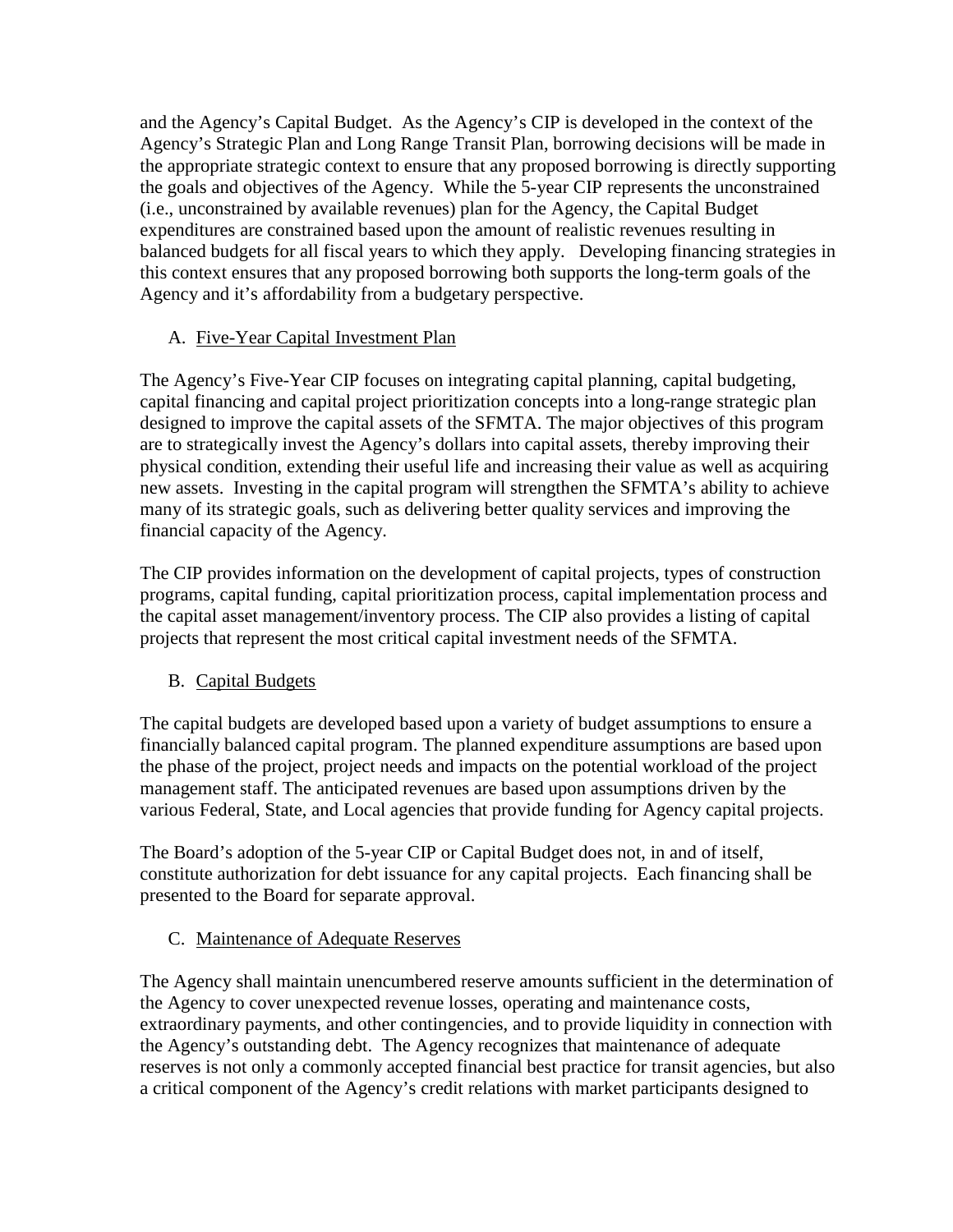and the Agency's Capital Budget. As the Agency's CIP is developed in the context of the Agency's Strategic Plan and Long Range Transit Plan, borrowing decisions will be made in the appropriate strategic context to ensure that any proposed borrowing is directly supporting the goals and objectives of the Agency. While the 5-year CIP represents the unconstrained (i.e., unconstrained by available revenues) plan for the Agency, the Capital Budget expenditures are constrained based upon the amount of realistic revenues resulting in balanced budgets for all fiscal years to which they apply. Developing financing strategies in this context ensures that any proposed borrowing both supports the long-term goals of the Agency and it's affordability from a budgetary perspective.

### A. Five-Year Capital Investment Plan

The Agency's Five-Year CIP focuses on integrating capital planning, capital budgeting, capital financing and capital project prioritization concepts into a long-range strategic plan designed to improve the capital assets of the SFMTA. The major objectives of this program are to strategically invest the Agency's dollars into capital assets, thereby improving their physical condition, extending their useful life and increasing their value as well as acquiring new assets. Investing in the capital program will strengthen the SFMTA's ability to achieve many of its strategic goals, such as delivering better quality services and improving the financial capacity of the Agency.

The CIP provides information on the development of capital projects, types of construction programs, capital funding, capital prioritization process, capital implementation process and the capital asset management/inventory process. The CIP also provides a listing of capital projects that represent the most critical capital investment needs of the SFMTA.

### B. Capital Budgets

The capital budgets are developed based upon a variety of budget assumptions to ensure a financially balanced capital program. The planned expenditure assumptions are based upon the phase of the project, project needs and impacts on the potential workload of the project management staff. The anticipated revenues are based upon assumptions driven by the various Federal, State, and Local agencies that provide funding for Agency capital projects.

The Board's adoption of the 5-year CIP or Capital Budget does not, in and of itself, constitute authorization for debt issuance for any capital projects. Each financing shall be presented to the Board for separate approval.

### C. Maintenance of Adequate Reserves

The Agency shall maintain unencumbered reserve amounts sufficient in the determination of the Agency to cover unexpected revenue losses, operating and maintenance costs, extraordinary payments, and other contingencies, and to provide liquidity in connection with the Agency's outstanding debt. The Agency recognizes that maintenance of adequate reserves is not only a commonly accepted financial best practice for transit agencies, but also a critical component of the Agency's credit relations with market participants designed to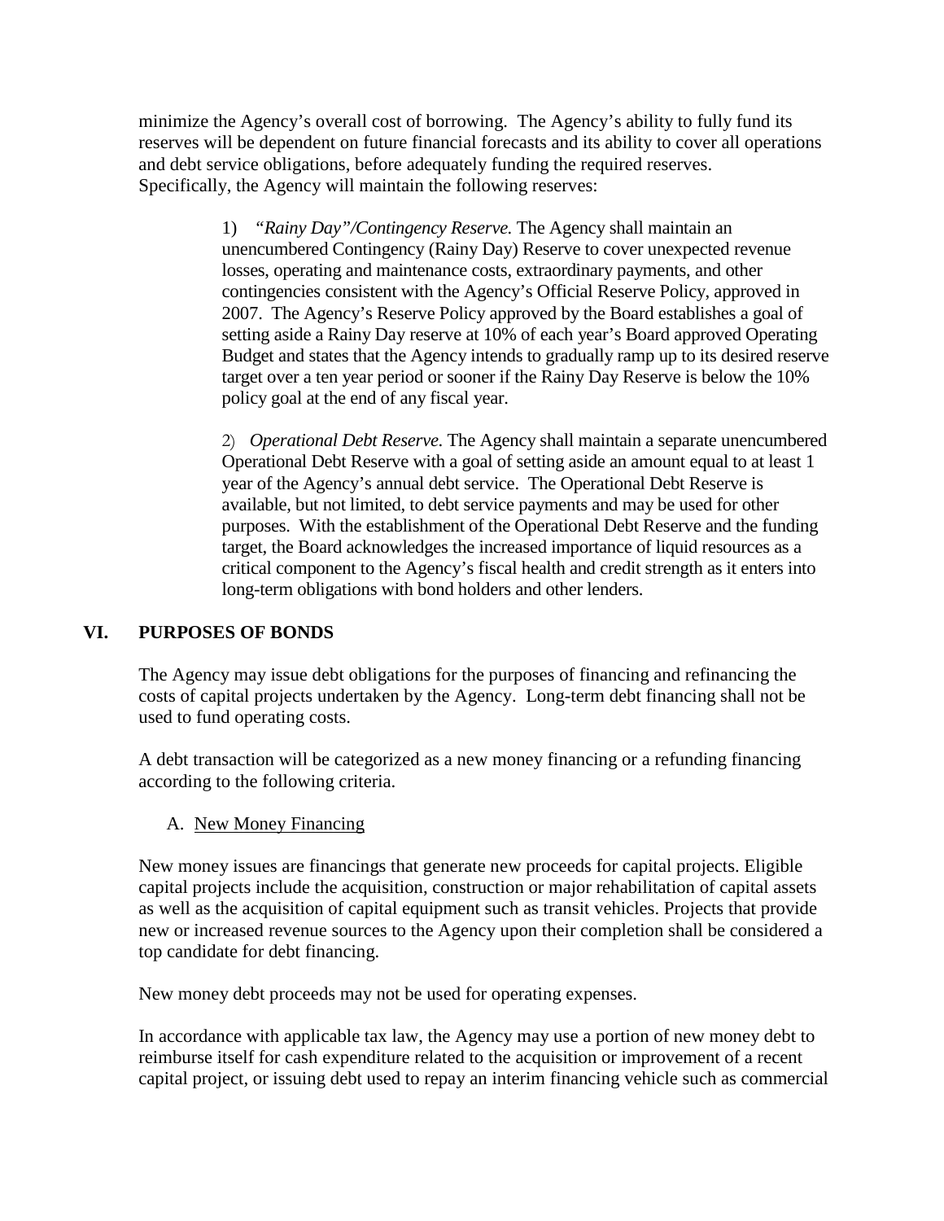minimize the Agency's overall cost of borrowing. The Agency's ability to fully fund its reserves will be dependent on future financial forecasts and its ability to cover all operations and debt service obligations, before adequately funding the required reserves. Specifically, the Agency will maintain the following reserves:

> 1) *"Rainy Day"/Contingency Reserve.* The Agency shall maintain an unencumbered Contingency (Rainy Day) Reserve to cover unexpected revenue losses, operating and maintenance costs, extraordinary payments, and other contingencies consistent with the Agency's Official Reserve Policy, approved in 2007. The Agency's Reserve Policy approved by the Board establishes a goal of setting aside a Rainy Day reserve at 10% of each year's Board approved Operating Budget and states that the Agency intends to gradually ramp up to its desired reserve target over a ten year period or sooner if the Rainy Day Reserve is below the 10% policy goal at the end of any fiscal year.
>
> 2) *Operational Debt Reserve.* The Agency shall maintain a separate unencumbered Operational Debt Reserve with a goal of setting aside an amount equal to at least 1 year of the Agency's annual debt service. The Operational Debt Reserve is available, but not limited, to debt service payments and may be used for other purposes. With the establishment of the Operational Debt Reserve and the funding target, the Board acknowledges the increased importance of liquid resources as a critical component to the Agency's fiscal health and credit strength as it enters into long-term obligations with bond holders and other lenders.

## VI. PURPOSES OF BONDS

The Agency may issue debt obligations for the purposes of financing and refinancing the costs of capital projects undertaken by the Agency. Long-term debt financing shall not be used to fund operating costs.

A debt transaction will be categorized as a new money financing or a refunding financing according to the following criteria.

### A. New Money Financing

New money issues are financings that generate new proceeds for capital projects. Eligible capital projects include the acquisition, construction or major rehabilitation of capital assets as well as the acquisition of capital equipment such as transit vehicles. Projects that provide new or increased revenue sources to the Agency upon their completion shall be considered a top candidate for debt financing.

New money debt proceeds may not be used for operating expenses.

In accordance with applicable tax law, the Agency may use a portion of new money debt to reimburse itself for cash expenditure related to the acquisition or improvement of a recent capital project, or issuing debt used to repay an interim financing vehicle such as commercial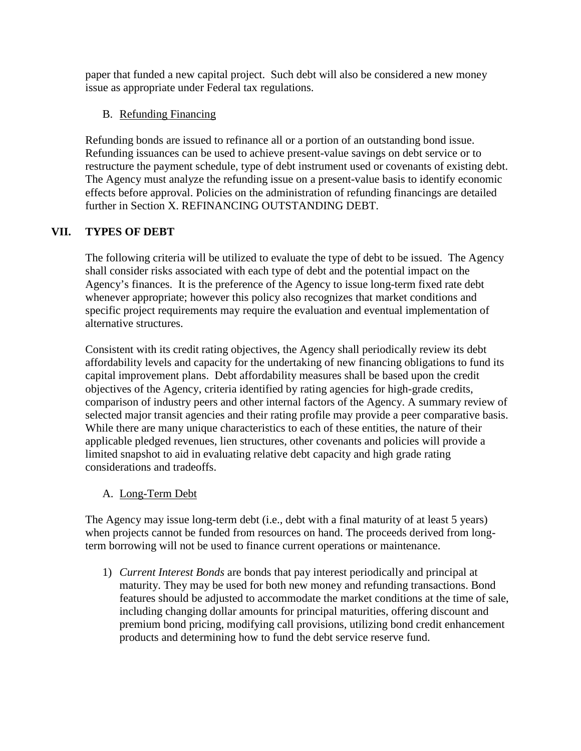paper that funded a new capital project. Such debt will also be considered a new money issue as appropriate under Federal tax regulations.

### B. Refunding Financing

Refunding bonds are issued to refinance all or a portion of an outstanding bond issue. Refunding issuances can be used to achieve present-value savings on debt service or to restructure the payment schedule, type of debt instrument used or covenants of existing debt. The Agency must analyze the refunding issue on a present-value basis to identify economic effects before approval. Policies on the administration of refunding financings are detailed further in Section X. REFINANCING OUTSTANDING DEBT.

## VII. TYPES OF DEBT

The following criteria will be utilized to evaluate the type of debt to be issued. The Agency shall consider risks associated with each type of debt and the potential impact on the Agency's finances. It is the preference of the Agency to issue long-term fixed rate debt whenever appropriate; however this policy also recognizes that market conditions and specific project requirements may require the evaluation and eventual implementation of alternative structures.

Consistent with its credit rating objectives, the Agency shall periodically review its debt affordability levels and capacity for the undertaking of new financing obligations to fund its capital improvement plans. Debt affordability measures shall be based upon the credit objectives of the Agency, criteria identified by rating agencies for high-grade credits, comparison of industry peers and other internal factors of the Agency. A summary review of selected major transit agencies and their rating profile may provide a peer comparative basis. While there are many unique characteristics to each of these entities, the nature of their applicable pledged revenues, lien structures, other covenants and policies will provide a limited snapshot to aid in evaluating relative debt capacity and high grade rating considerations and tradeoffs.

### A. Long-Term Debt

The Agency may issue long-term debt (i.e., debt with a final maturity of at least 5 years) when projects cannot be funded from resources on hand. The proceeds derived from long-term borrowing will not be used to finance current operations or maintenance.

1) *Current Interest Bonds* are bonds that pay interest periodically and principal at maturity. They may be used for both new money and refunding transactions. Bond features should be adjusted to accommodate the market conditions at the time of sale, including changing dollar amounts for principal maturities, offering discount and premium bond pricing, modifying call provisions, utilizing bond credit enhancement products and determining how to fund the debt service reserve fund.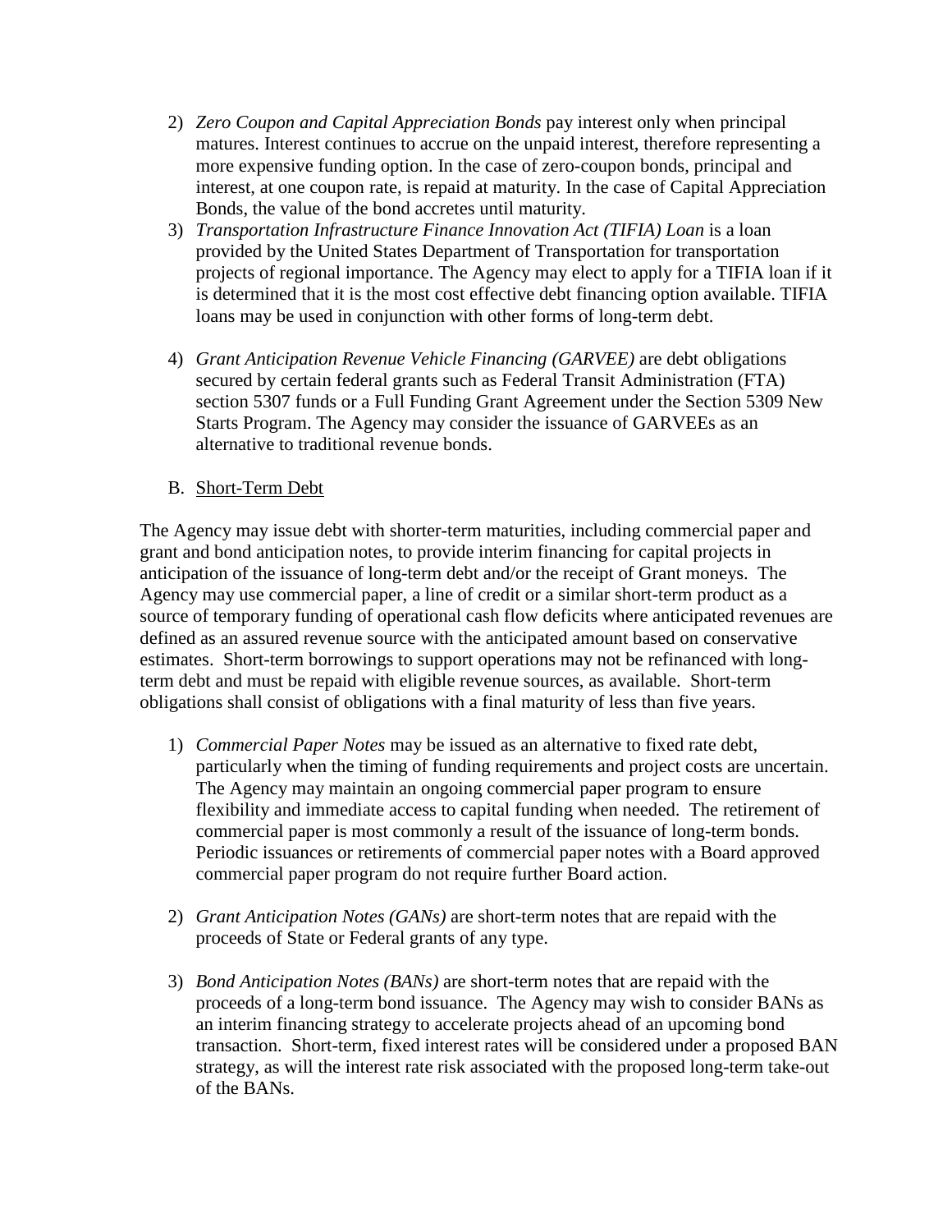2) *Zero Coupon and Capital Appreciation Bonds* pay interest only when principal matures. Interest continues to accrue on the unpaid interest, therefore representing a more expensive funding option. In the case of zero-coupon bonds, principal and interest, at one coupon rate, is repaid at maturity. In the case of Capital Appreciation Bonds, the value of the bond accretes until maturity.
3) *Transportation Infrastructure Finance Innovation Act (TIFIA) Loan* is a loan provided by the United States Department of Transportation for transportation projects of regional importance. The Agency may elect to apply for a TIFIA loan if it is determined that it is the most cost effective debt financing option available. TIFIA loans may be used in conjunction with other forms of long-term debt.

4) *Grant Anticipation Revenue Vehicle Financing (GARVEE)* are debt obligations secured by certain federal grants such as Federal Transit Administration (FTA) section 5307 funds or a Full Funding Grant Agreement under the Section 5309 New Starts Program. The Agency may consider the issuance of GARVEEs as an alternative to traditional revenue bonds.

B. <u>Short-Term Debt</u>

The Agency may issue debt with shorter-term maturities, including commercial paper and grant and bond anticipation notes, to provide interim financing for capital projects in anticipation of the issuance of long-term debt and/or the receipt of Grant moneys. The Agency may use commercial paper, a line of credit or a similar short-term product as a source of temporary funding of operational cash flow deficits where anticipated revenues are defined as an assured revenue source with the anticipated amount based on conservative estimates. Short-term borrowings to support operations may not be refinanced with long-term debt and must be repaid with eligible revenue sources, as available. Short-term obligations shall consist of obligations with a final maturity of less than five years.

1) *Commercial Paper Notes* may be issued as an alternative to fixed rate debt, particularly when the timing of funding requirements and project costs are uncertain. The Agency may maintain an ongoing commercial paper program to ensure flexibility and immediate access to capital funding when needed. The retirement of commercial paper is most commonly a result of the issuance of long-term bonds. Periodic issuances or retirements of commercial paper notes with a Board approved commercial paper program do not require further Board action.

2) *Grant Anticipation Notes (GANs)* are short-term notes that are repaid with the proceeds of State or Federal grants of any type.

3) *Bond Anticipation Notes (BANs)* are short-term notes that are repaid with the proceeds of a long-term bond issuance. The Agency may wish to consider BANs as an interim financing strategy to accelerate projects ahead of an upcoming bond transaction. Short-term, fixed interest rates will be considered under a proposed BAN strategy, as will the interest rate risk associated with the proposed long-term take-out of the BANs.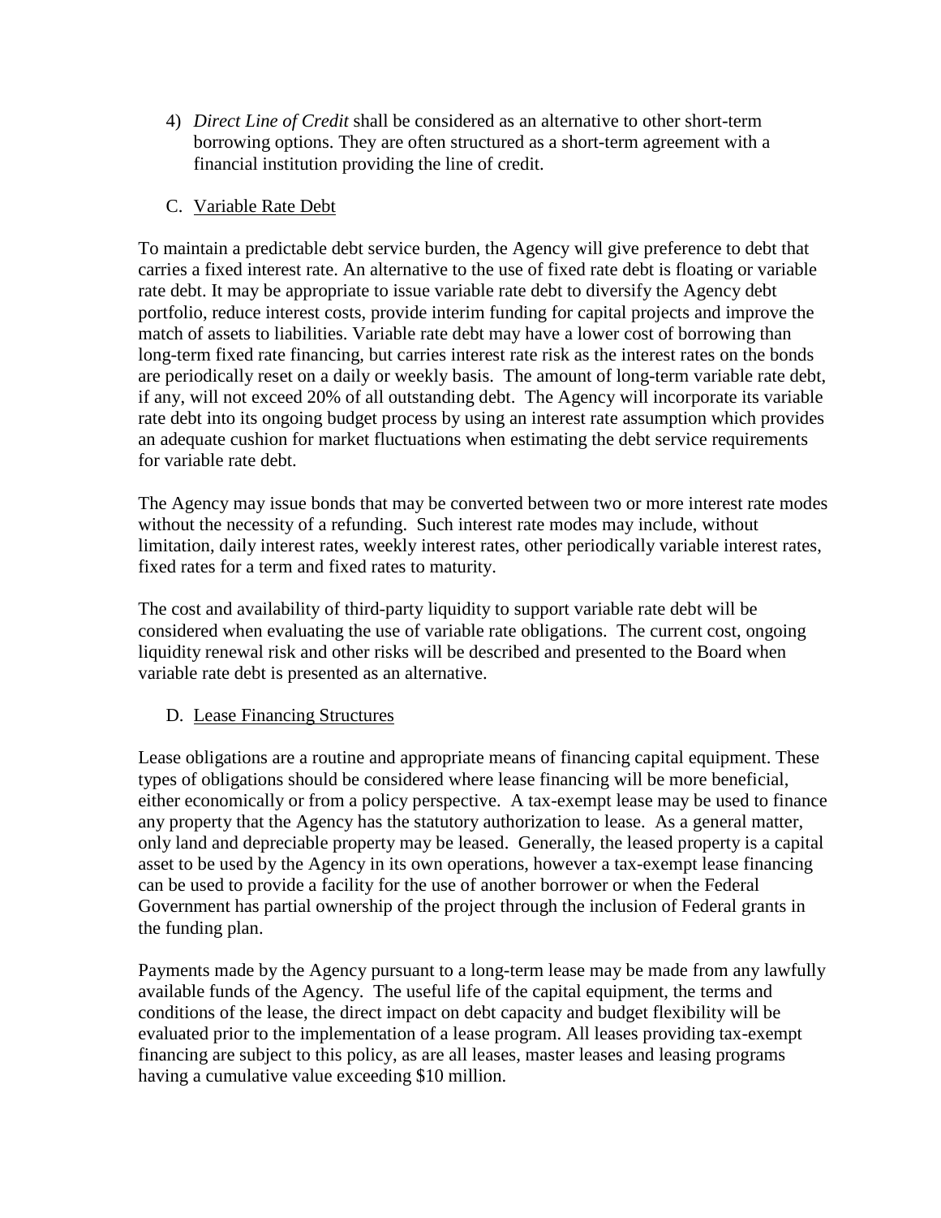4) *Direct Line of Credit* shall be considered as an alternative to other short-term borrowing options. They are often structured as a short-term agreement with a financial institution providing the line of credit.

C. Variable Rate Debt

To maintain a predictable debt service burden, the Agency will give preference to debt that carries a fixed interest rate. An alternative to the use of fixed rate debt is floating or variable rate debt. It may be appropriate to issue variable rate debt to diversify the Agency debt portfolio, reduce interest costs, provide interim funding for capital projects and improve the match of assets to liabilities. Variable rate debt may have a lower cost of borrowing than long-term fixed rate financing, but carries interest rate risk as the interest rates on the bonds are periodically reset on a daily or weekly basis. The amount of long-term variable rate debt, if any, will not exceed 20% of all outstanding debt. The Agency will incorporate its variable rate debt into its ongoing budget process by using an interest rate assumption which provides an adequate cushion for market fluctuations when estimating the debt service requirements for variable rate debt.

The Agency may issue bonds that may be converted between two or more interest rate modes without the necessity of a refunding. Such interest rate modes may include, without limitation, daily interest rates, weekly interest rates, other periodically variable interest rates, fixed rates for a term and fixed rates to maturity.

The cost and availability of third-party liquidity to support variable rate debt will be considered when evaluating the use of variable rate obligations. The current cost, ongoing liquidity renewal risk and other risks will be described and presented to the Board when variable rate debt is presented as an alternative.

D. Lease Financing Structures

Lease obligations are a routine and appropriate means of financing capital equipment. These types of obligations should be considered where lease financing will be more beneficial, either economically or from a policy perspective. A tax-exempt lease may be used to finance any property that the Agency has the statutory authorization to lease. As a general matter, only land and depreciable property may be leased. Generally, the leased property is a capital asset to be used by the Agency in its own operations, however a tax-exempt lease financing can be used to provide a facility for the use of another borrower or when the Federal Government has partial ownership of the project through the inclusion of Federal grants in the funding plan.

Payments made by the Agency pursuant to a long-term lease may be made from any lawfully available funds of the Agency. The useful life of the capital equipment, the terms and conditions of the lease, the direct impact on debt capacity and budget flexibility will be evaluated prior to the implementation of a lease program. All leases providing tax-exempt financing are subject to this policy, as are all leases, master leases and leasing programs having a cumulative value exceeding $10 million.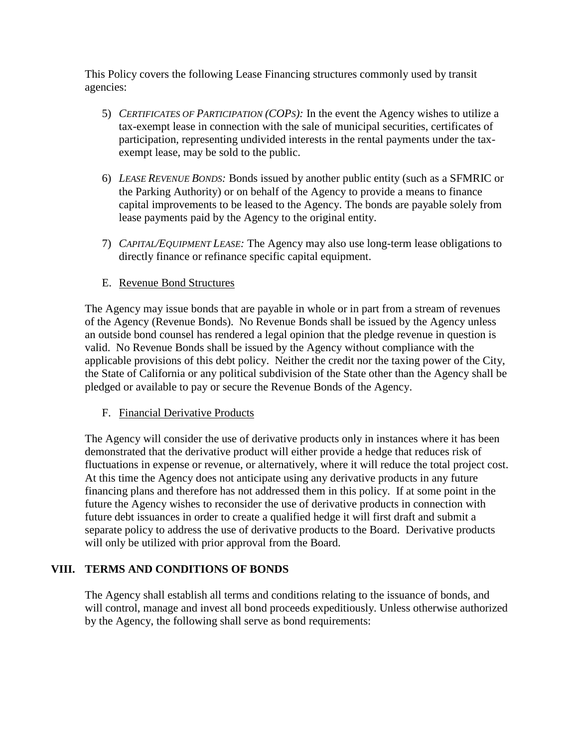This Policy covers the following Lease Financing structures commonly used by transit agencies:

5) *CERTIFICATES OF PARTICIPATION (COPS):* In the event the Agency wishes to utilize a tax-exempt lease in connection with the sale of municipal securities, certificates of participation, representing undivided interests in the rental payments under the tax-exempt lease, may be sold to the public.

6) *LEASE REVENUE BONDS:* Bonds issued by another public entity (such as a SFMRIC or the Parking Authority) or on behalf of the Agency to provide a means to finance capital improvements to be leased to the Agency. The bonds are payable solely from lease payments paid by the Agency to the original entity.

7) *CAPITAL/EQUIPMENT LEASE:* The Agency may also use long-term lease obligations to directly finance or refinance specific capital equipment.

E. Revenue Bond Structures

The Agency may issue bonds that are payable in whole or in part from a stream of revenues of the Agency (Revenue Bonds). No Revenue Bonds shall be issued by the Agency unless an outside bond counsel has rendered a legal opinion that the pledge revenue in question is valid. No Revenue Bonds shall be issued by the Agency without compliance with the applicable provisions of this debt policy. Neither the credit nor the taxing power of the City, the State of California or any political subdivision of the State other than the Agency shall be pledged or available to pay or secure the Revenue Bonds of the Agency.

F. Financial Derivative Products

The Agency will consider the use of derivative products only in instances where it has been demonstrated that the derivative product will either provide a hedge that reduces risk of fluctuations in expense or revenue, or alternatively, where it will reduce the total project cost. At this time the Agency does not anticipate using any derivative products in any future financing plans and therefore has not addressed them in this policy. If at some point in the future the Agency wishes to reconsider the use of derivative products in connection with future debt issuances in order to create a qualified hedge it will first draft and submit a separate policy to address the use of derivative products to the Board. Derivative products will only be utilized with prior approval from the Board.

## VIII. TERMS AND CONDITIONS OF BONDS

The Agency shall establish all terms and conditions relating to the issuance of bonds, and will control, manage and invest all bond proceeds expeditiously. Unless otherwise authorized by the Agency, the following shall serve as bond requirements: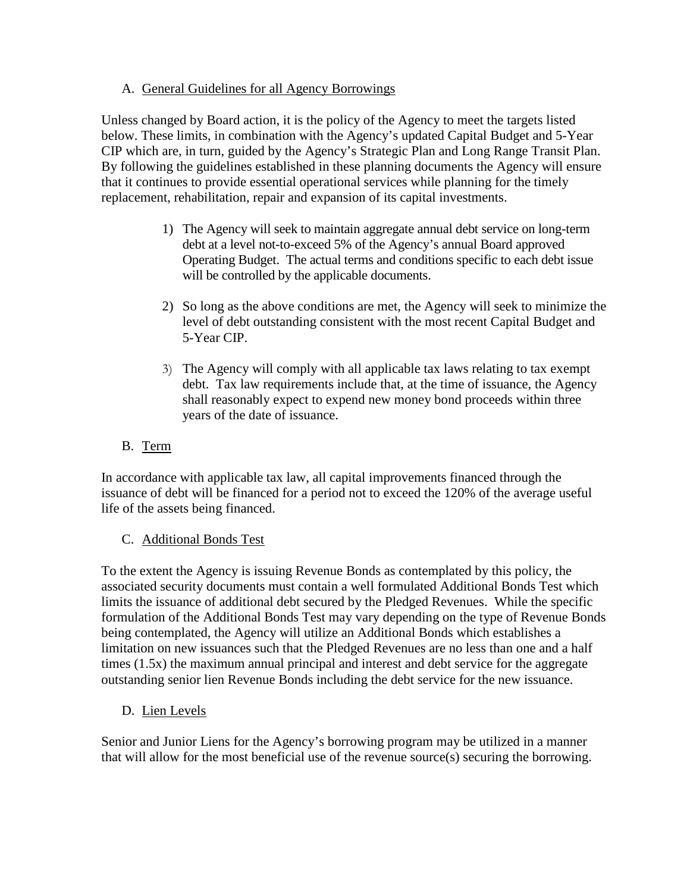## A. General Guidelines for all Agency Borrowings

Unless changed by Board action, it is the policy of the Agency to meet the targets listed below. These limits, in combination with the Agency's updated Capital Budget and 5-Year CIP which are, in turn, guided by the Agency's Strategic Plan and Long Range Transit Plan. By following the guidelines established in these planning documents the Agency will ensure that it continues to provide essential operational services while planning for the timely replacement, rehabilitation, repair and expansion of its capital investments.

1) The Agency will seek to maintain aggregate annual debt service on long-term debt at a level not-to-exceed 5% of the Agency's annual Board approved Operating Budget. The actual terms and conditions specific to each debt issue will be controlled by the applicable documents.

2) So long as the above conditions are met, the Agency will seek to minimize the level of debt outstanding consistent with the most recent Capital Budget and 5-Year CIP.

3) The Agency will comply with all applicable tax laws relating to tax exempt debt. Tax law requirements include that, at the time of issuance, the Agency shall reasonably expect to expend new money bond proceeds within three years of the date of issuance.

## B. Term

In accordance with applicable tax law, all capital improvements financed through the issuance of debt will be financed for a period not to exceed the 120% of the average useful life of the assets being financed.

## C. Additional Bonds Test

To the extent the Agency is issuing Revenue Bonds as contemplated by this policy, the associated security documents must contain a well formulated Additional Bonds Test which limits the issuance of additional debt secured by the Pledged Revenues. While the specific formulation of the Additional Bonds Test may vary depending on the type of Revenue Bonds being contemplated, the Agency will utilize an Additional Bonds which establishes a limitation on new issuances such that the Pledged Revenues are no less than one and a half times (1.5x) the maximum annual principal and interest and debt service for the aggregate outstanding senior lien Revenue Bonds including the debt service for the new issuance.

## D. Lien Levels

Senior and Junior Liens for the Agency's borrowing program may be utilized in a manner that will allow for the most beneficial use of the revenue source(s) securing the borrowing.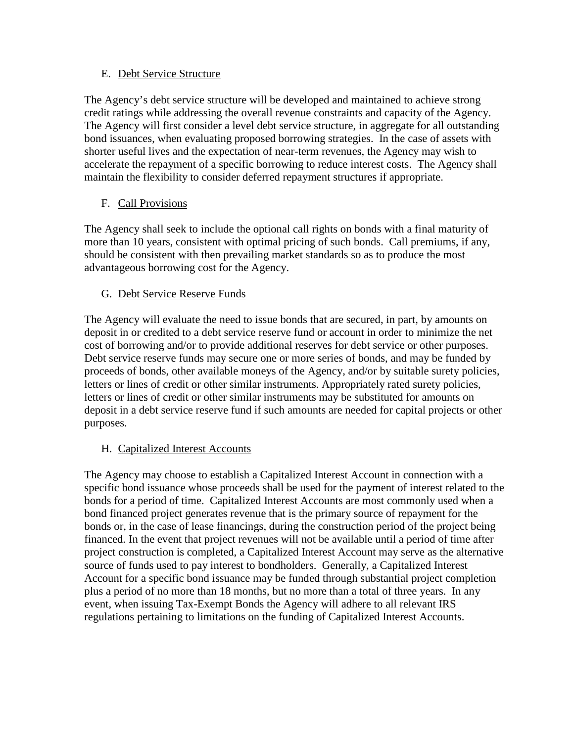### E. Debt Service Structure

The Agency's debt service structure will be developed and maintained to achieve strong credit ratings while addressing the overall revenue constraints and capacity of the Agency. The Agency will first consider a level debt service structure, in aggregate for all outstanding bond issuances, when evaluating proposed borrowing strategies. In the case of assets with shorter useful lives and the expectation of near-term revenues, the Agency may wish to accelerate the repayment of a specific borrowing to reduce interest costs. The Agency shall maintain the flexibility to consider deferred repayment structures if appropriate.

### F. Call Provisions

The Agency shall seek to include the optional call rights on bonds with a final maturity of more than 10 years, consistent with optimal pricing of such bonds. Call premiums, if any, should be consistent with then prevailing market standards so as to produce the most advantageous borrowing cost for the Agency.

### G. Debt Service Reserve Funds

The Agency will evaluate the need to issue bonds that are secured, in part, by amounts on deposit in or credited to a debt service reserve fund or account in order to minimize the net cost of borrowing and/or to provide additional reserves for debt service or other purposes. Debt service reserve funds may secure one or more series of bonds, and may be funded by proceeds of bonds, other available moneys of the Agency, and/or by suitable surety policies, letters or lines of credit or other similar instruments. Appropriately rated surety policies, letters or lines of credit or other similar instruments may be substituted for amounts on deposit in a debt service reserve fund if such amounts are needed for capital projects or other purposes.

### H. Capitalized Interest Accounts

The Agency may choose to establish a Capitalized Interest Account in connection with a specific bond issuance whose proceeds shall be used for the payment of interest related to the bonds for a period of time. Capitalized Interest Accounts are most commonly used when a bond financed project generates revenue that is the primary source of repayment for the bonds or, in the case of lease financings, during the construction period of the project being financed. In the event that project revenues will not be available until a period of time after project construction is completed, a Capitalized Interest Account may serve as the alternative source of funds used to pay interest to bondholders. Generally, a Capitalized Interest Account for a specific bond issuance may be funded through substantial project completion plus a period of no more than 18 months, but no more than a total of three years. In any event, when issuing Tax-Exempt Bonds the Agency will adhere to all relevant IRS regulations pertaining to limitations on the funding of Capitalized Interest Accounts.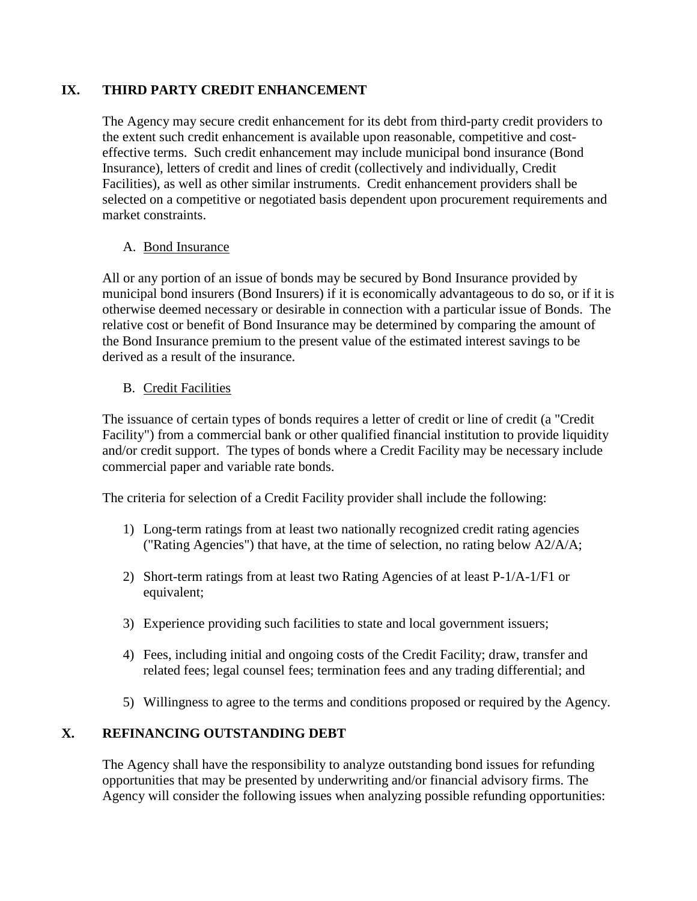## IX. THIRD PARTY CREDIT ENHANCEMENT

The Agency may secure credit enhancement for its debt from third-party credit providers to the extent such credit enhancement is available upon reasonable, competitive and cost-effective terms. Such credit enhancement may include municipal bond insurance (Bond Insurance), letters of credit and lines of credit (collectively and individually, Credit Facilities), as well as other similar instruments. Credit enhancement providers shall be selected on a competitive or negotiated basis dependent upon procurement requirements and market constraints.

### A. Bond Insurance

All or any portion of an issue of bonds may be secured by Bond Insurance provided by municipal bond insurers (Bond Insurers) if it is economically advantageous to do so, or if it is otherwise deemed necessary or desirable in connection with a particular issue of Bonds. The relative cost or benefit of Bond Insurance may be determined by comparing the amount of the Bond Insurance premium to the present value of the estimated interest savings to be derived as a result of the insurance.

### B. Credit Facilities

The issuance of certain types of bonds requires a letter of credit or line of credit (a "Credit Facility") from a commercial bank or other qualified financial institution to provide liquidity and/or credit support. The types of bonds where a Credit Facility may be necessary include commercial paper and variable rate bonds.

The criteria for selection of a Credit Facility provider shall include the following:

1) Long-term ratings from at least two nationally recognized credit rating agencies ("Rating Agencies") that have, at the time of selection, no rating below A2/A/A;
2) Short-term ratings from at least two Rating Agencies of at least P-1/A-1/F1 or equivalent;
3) Experience providing such facilities to state and local government issuers;
4) Fees, including initial and ongoing costs of the Credit Facility; draw, transfer and related fees; legal counsel fees; termination fees and any trading differential; and
5) Willingness to agree to the terms and conditions proposed or required by the Agency.

## X. REFINANCING OUTSTANDING DEBT

The Agency shall have the responsibility to analyze outstanding bond issues for refunding opportunities that may be presented by underwriting and/or financial advisory firms. The Agency will consider the following issues when analyzing possible refunding opportunities: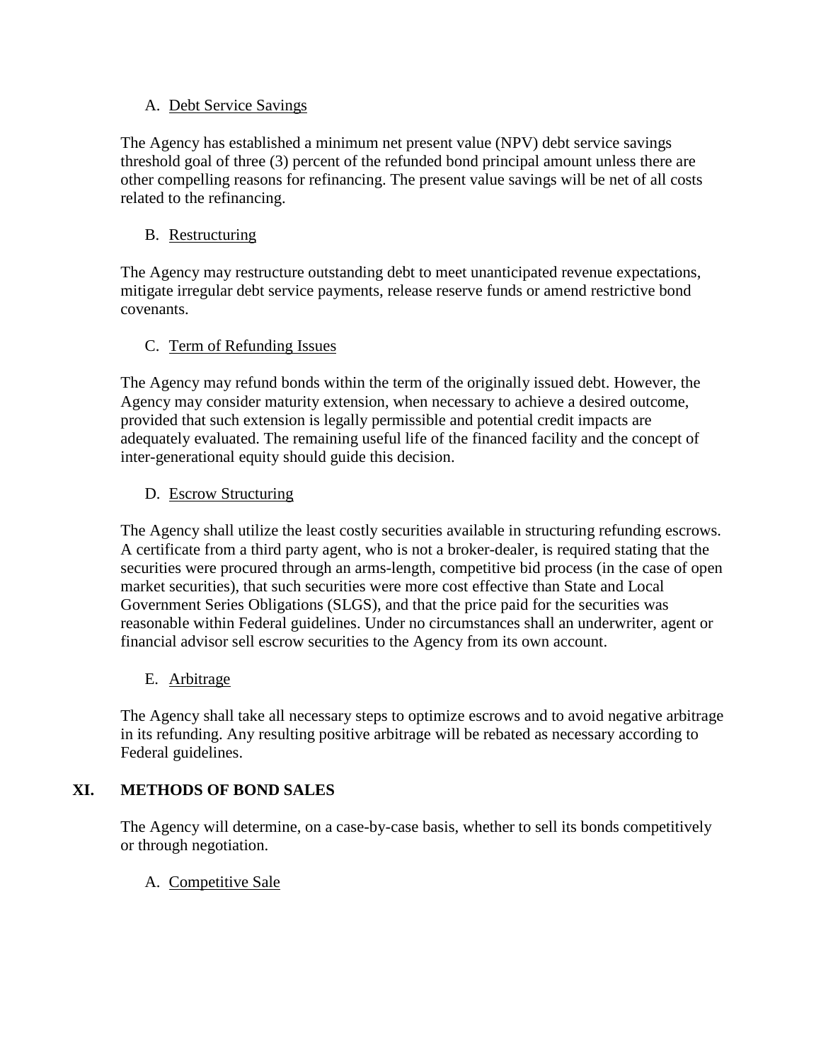A. Debt Service Savings

The Agency has established a minimum net present value (NPV) debt service savings threshold goal of three (3) percent of the refunded bond principal amount unless there are other compelling reasons for refinancing. The present value savings will be net of all costs related to the refinancing.

B. Restructuring

The Agency may restructure outstanding debt to meet unanticipated revenue expectations, mitigate irregular debt service payments, release reserve funds or amend restrictive bond covenants.

C. Term of Refunding Issues

The Agency may refund bonds within the term of the originally issued debt. However, the Agency may consider maturity extension, when necessary to achieve a desired outcome, provided that such extension is legally permissible and potential credit impacts are adequately evaluated. The remaining useful life of the financed facility and the concept of inter-generational equity should guide this decision.

D. Escrow Structuring

The Agency shall utilize the least costly securities available in structuring refunding escrows. A certificate from a third party agent, who is not a broker-dealer, is required stating that the securities were procured through an arms-length, competitive bid process (in the case of open market securities), that such securities were more cost effective than State and Local Government Series Obligations (SLGS), and that the price paid for the securities was reasonable within Federal guidelines. Under no circumstances shall an underwriter, agent or financial advisor sell escrow securities to the Agency from its own account.

E. Arbitrage

The Agency shall take all necessary steps to optimize escrows and to avoid negative arbitrage in its refunding. Any resulting positive arbitrage will be rebated as necessary according to Federal guidelines.

## XI. METHODS OF BOND SALES

The Agency will determine, on a case-by-case basis, whether to sell its bonds competitively or through negotiation.

A. Competitive Sale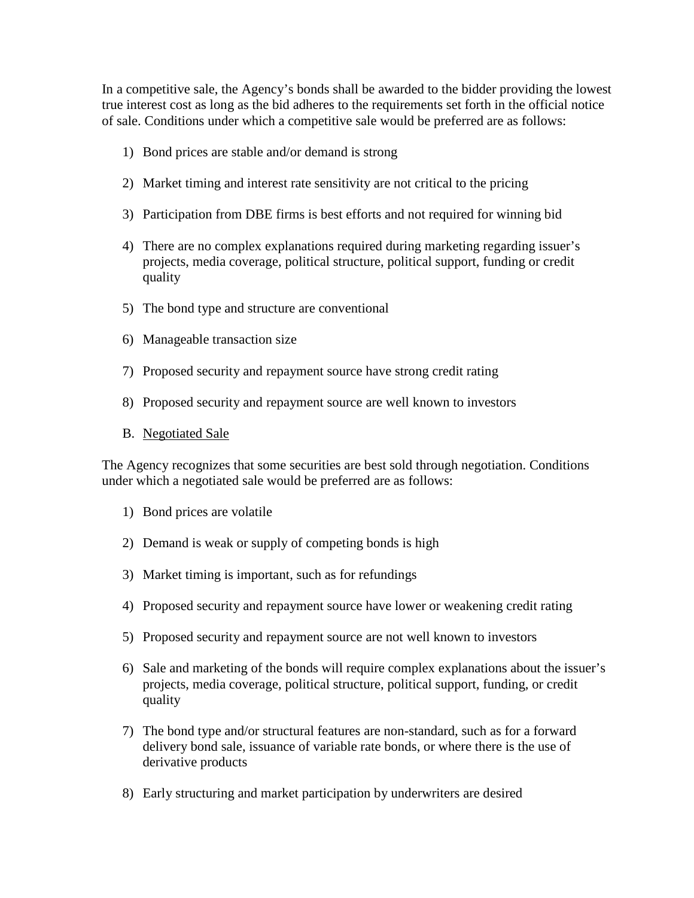In a competitive sale, the Agency's bonds shall be awarded to the bidder providing the lowest true interest cost as long as the bid adheres to the requirements set forth in the official notice of sale. Conditions under which a competitive sale would be preferred are as follows:

1) Bond prices are stable and/or demand is strong
2) Market timing and interest rate sensitivity are not critical to the pricing
3) Participation from DBE firms is best efforts and not required for winning bid
4) There are no complex explanations required during marketing regarding issuer's projects, media coverage, political structure, political support, funding or credit quality
5) The bond type and structure are conventional
6) Manageable transaction size
7) Proposed security and repayment source have strong credit rating
8) Proposed security and repayment source are well known to investors

B. <u>Negotiated Sale</u>

The Agency recognizes that some securities are best sold through negotiation. Conditions under which a negotiated sale would be preferred are as follows:

1) Bond prices are volatile
2) Demand is weak or supply of competing bonds is high
3) Market timing is important, such as for refundings
4) Proposed security and repayment source have lower or weakening credit rating
5) Proposed security and repayment source are not well known to investors
6) Sale and marketing of the bonds will require complex explanations about the issuer's projects, media coverage, political structure, political support, funding, or credit quality
7) The bond type and/or structural features are non-standard, such as for a forward delivery bond sale, issuance of variable rate bonds, or where there is the use of derivative products
8) Early structuring and market participation by underwriters are desired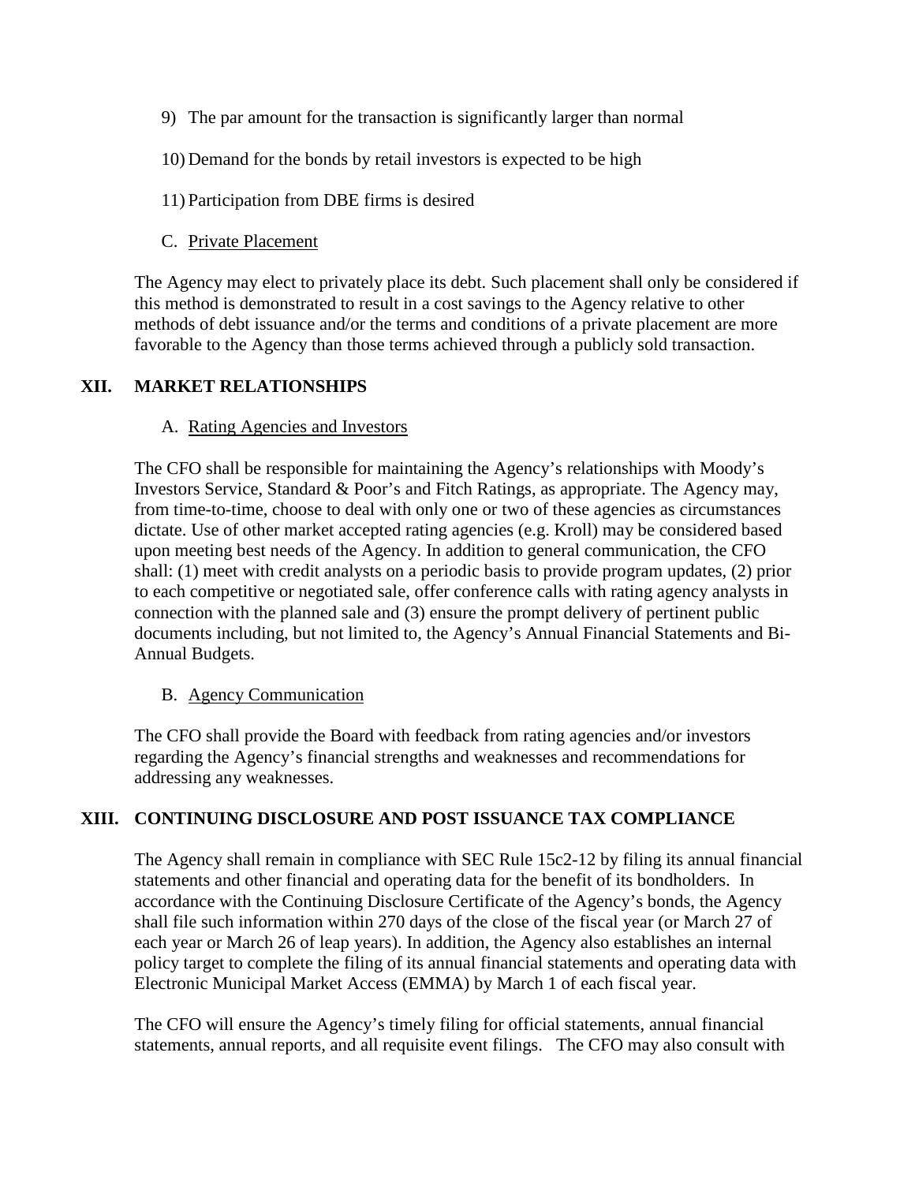9) The par amount for the transaction is significantly larger than normal

10) Demand for the bonds by retail investors is expected to be high

11) Participation from DBE firms is desired

C. Private Placement

The Agency may elect to privately place its debt. Such placement shall only be considered if this method is demonstrated to result in a cost savings to the Agency relative to other methods of debt issuance and/or the terms and conditions of a private placement are more favorable to the Agency than those terms achieved through a publicly sold transaction.

## XII. MARKET RELATIONSHIPS

A. Rating Agencies and Investors

The CFO shall be responsible for maintaining the Agency's relationships with Moody's Investors Service, Standard & Poor's and Fitch Ratings, as appropriate. The Agency may, from time-to-time, choose to deal with only one or two of these agencies as circumstances dictate. Use of other market accepted rating agencies (e.g. Kroll) may be considered based upon meeting best needs of the Agency. In addition to general communication, the CFO shall: (1) meet with credit analysts on a periodic basis to provide program updates, (2) prior to each competitive or negotiated sale, offer conference calls with rating agency analysts in connection with the planned sale and (3) ensure the prompt delivery of pertinent public documents including, but not limited to, the Agency's Annual Financial Statements and Bi-Annual Budgets.

B. Agency Communication

The CFO shall provide the Board with feedback from rating agencies and/or investors regarding the Agency's financial strengths and weaknesses and recommendations for addressing any weaknesses.

## XIII. CONTINUING DISCLOSURE AND POST ISSUANCE TAX COMPLIANCE

The Agency shall remain in compliance with SEC Rule 15c2-12 by filing its annual financial statements and other financial and operating data for the benefit of its bondholders. In accordance with the Continuing Disclosure Certificate of the Agency's bonds, the Agency shall file such information within 270 days of the close of the fiscal year (or March 27 of each year or March 26 of leap years). In addition, the Agency also establishes an internal policy target to complete the filing of its annual financial statements and operating data with Electronic Municipal Market Access (EMMA) by March 1 of each fiscal year.

The CFO will ensure the Agency's timely filing for official statements, annual financial statements, annual reports, and all requisite event filings. The CFO may also consult with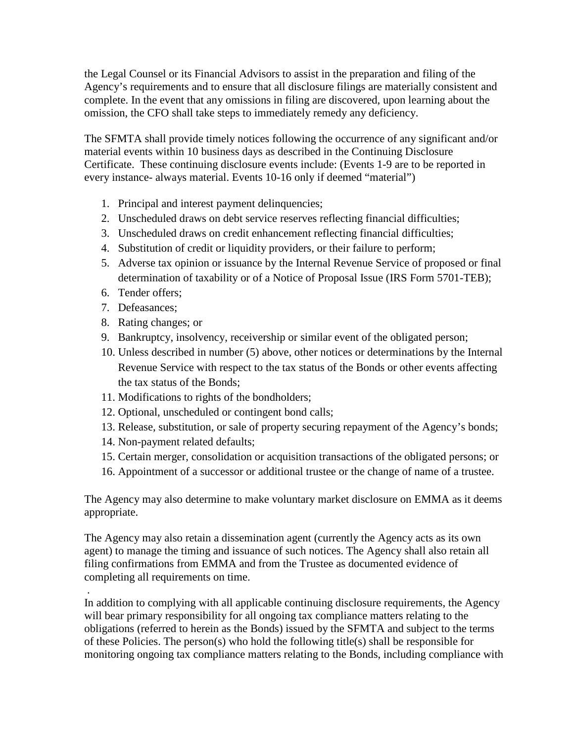the Legal Counsel or its Financial Advisors to assist in the preparation and filing of the Agency's requirements and to ensure that all disclosure filings are materially consistent and complete. In the event that any omissions in filing are discovered, upon learning about the omission, the CFO shall take steps to immediately remedy any deficiency.

The SFMTA shall provide timely notices following the occurrence of any significant and/or material events within 10 business days as described in the Continuing Disclosure Certificate. These continuing disclosure events include: (Events 1-9 are to be reported in every instance- always material. Events 10-16 only if deemed "material")

1. Principal and interest payment delinquencies;
2. Unscheduled draws on debt service reserves reflecting financial difficulties;
3. Unscheduled draws on credit enhancement reflecting financial difficulties;
4. Substitution of credit or liquidity providers, or their failure to perform;
5. Adverse tax opinion or issuance by the Internal Revenue Service of proposed or final determination of taxability or of a Notice of Proposal Issue (IRS Form 5701-TEB);
6. Tender offers;
7. Defeasances;
8. Rating changes; or
9. Bankruptcy, insolvency, receivership or similar event of the obligated person;
10. Unless described in number (5) above, other notices or determinations by the Internal Revenue Service with respect to the tax status of the Bonds or other events affecting the tax status of the Bonds;
11. Modifications to rights of the bondholders;
12. Optional, unscheduled or contingent bond calls;
13. Release, substitution, or sale of property securing repayment of the Agency's bonds;
14. Non-payment related defaults;
15. Certain merger, consolidation or acquisition transactions of the obligated persons; or
16. Appointment of a successor or additional trustee or the change of name of a trustee.

The Agency may also determine to make voluntary market disclosure on EMMA as it deems appropriate.

The Agency may also retain a dissemination agent (currently the Agency acts as its own agent) to manage the timing and issuance of such notices. The Agency shall also retain all filing confirmations from EMMA and from the Trustee as documented evidence of completing all requirements on time.

In addition to complying with all applicable continuing disclosure requirements, the Agency will bear primary responsibility for all ongoing tax compliance matters relating to the obligations (referred to herein as the Bonds) issued by the SFMTA and subject to the terms of these Policies. The person(s) who hold the following title(s) shall be responsible for monitoring ongoing tax compliance matters relating to the Bonds, including compliance with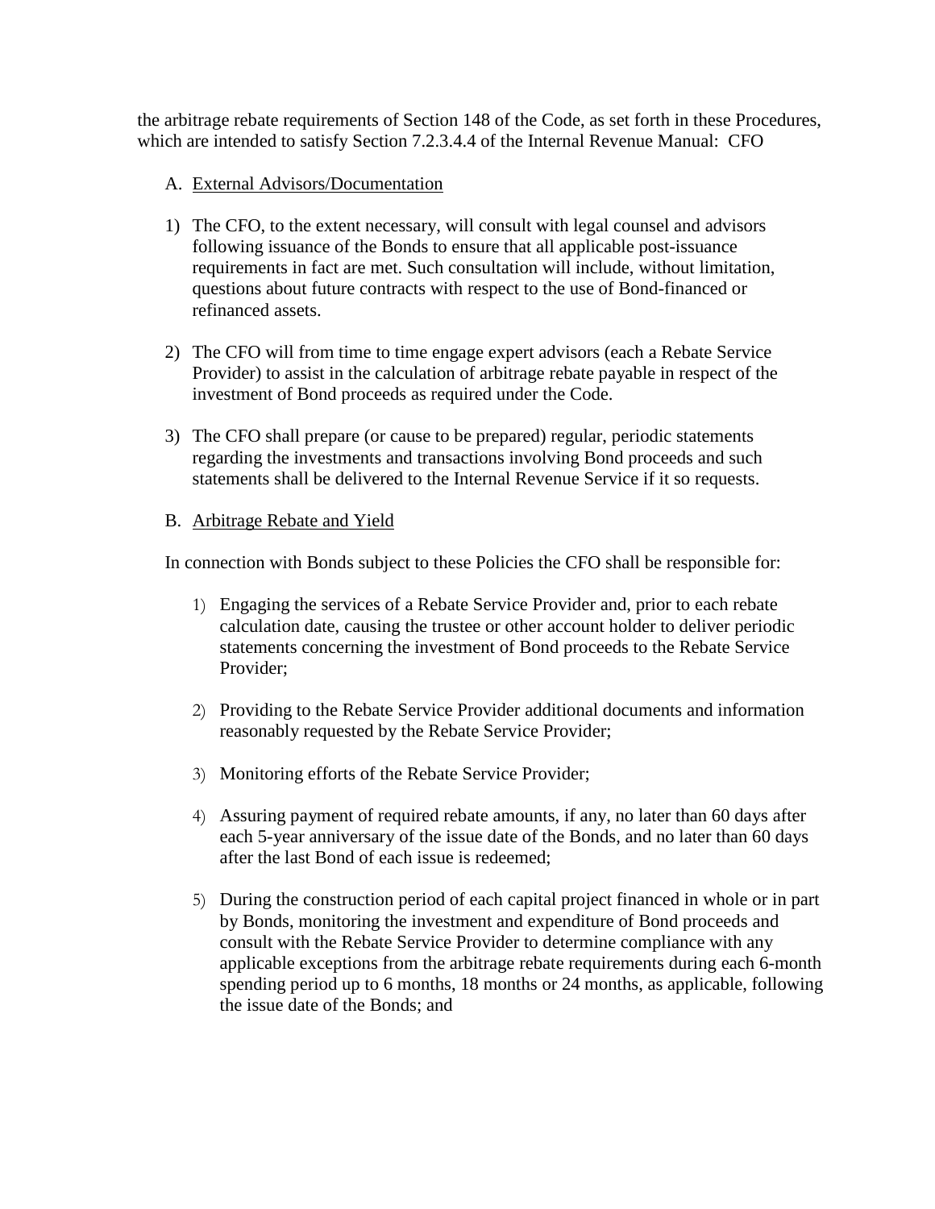the arbitrage rebate requirements of Section 148 of the Code, as set forth in these Procedures, which are intended to satisfy Section 7.2.3.4.4 of the Internal Revenue Manual: CFO

A. <u>External Advisors/Documentation</u>

1) The CFO, to the extent necessary, will consult with legal counsel and advisors following issuance of the Bonds to ensure that all applicable post-issuance requirements in fact are met. Such consultation will include, without limitation, questions about future contracts with respect to the use of Bond-financed or refinanced assets.

2) The CFO will from time to time engage expert advisors (each a Rebate Service Provider) to assist in the calculation of arbitrage rebate payable in respect of the investment of Bond proceeds as required under the Code.

3) The CFO shall prepare (or cause to be prepared) regular, periodic statements regarding the investments and transactions involving Bond proceeds and such statements shall be delivered to the Internal Revenue Service if it so requests.

B. <u>Arbitrage Rebate and Yield</u>

In connection with Bonds subject to these Policies the CFO shall be responsible for:

1) Engaging the services of a Rebate Service Provider and, prior to each rebate calculation date, causing the trustee or other account holder to deliver periodic statements concerning the investment of Bond proceeds to the Rebate Service Provider;

2) Providing to the Rebate Service Provider additional documents and information reasonably requested by the Rebate Service Provider;

3) Monitoring efforts of the Rebate Service Provider;

4) Assuring payment of required rebate amounts, if any, no later than 60 days after each 5-year anniversary of the issue date of the Bonds, and no later than 60 days after the last Bond of each issue is redeemed;

5) During the construction period of each capital project financed in whole or in part by Bonds, monitoring the investment and expenditure of Bond proceeds and consult with the Rebate Service Provider to determine compliance with any applicable exceptions from the arbitrage rebate requirements during each 6-month spending period up to 6 months, 18 months or 24 months, as applicable, following the issue date of the Bonds; and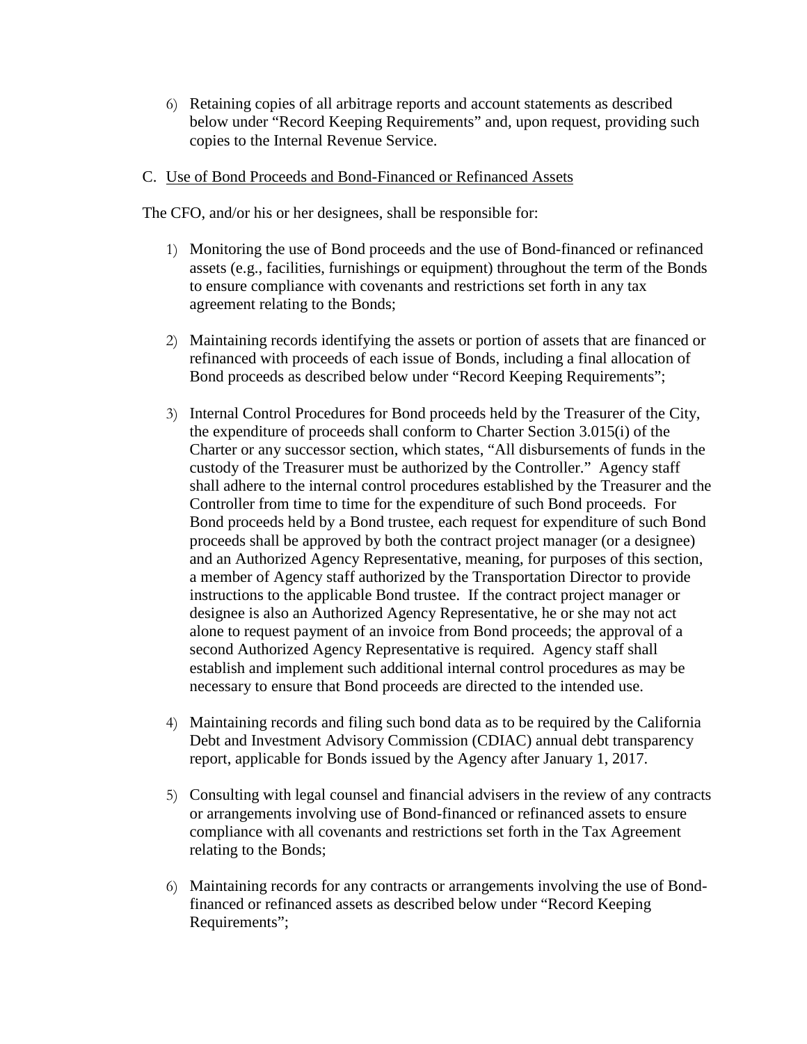6) Retaining copies of all arbitrage reports and account statements as described below under "Record Keeping Requirements" and, upon request, providing such copies to the Internal Revenue Service.

C. Use of Bond Proceeds and Bond-Financed or Refinanced Assets

The CFO, and/or his or her designees, shall be responsible for:

1) Monitoring the use of Bond proceeds and the use of Bond-financed or refinanced assets (e.g., facilities, furnishings or equipment) throughout the term of the Bonds to ensure compliance with covenants and restrictions set forth in any tax agreement relating to the Bonds;

2) Maintaining records identifying the assets or portion of assets that are financed or refinanced with proceeds of each issue of Bonds, including a final allocation of Bond proceeds as described below under "Record Keeping Requirements";

3) Internal Control Procedures for Bond proceeds held by the Treasurer of the City, the expenditure of proceeds shall conform to Charter Section 3.015(i) of the Charter or any successor section, which states, "All disbursements of funds in the custody of the Treasurer must be authorized by the Controller." Agency staff shall adhere to the internal control procedures established by the Treasurer and the Controller from time to time for the expenditure of such Bond proceeds. For Bond proceeds held by a Bond trustee, each request for expenditure of such Bond proceeds shall be approved by both the contract project manager (or a designee) and an Authorized Agency Representative, meaning, for purposes of this section, a member of Agency staff authorized by the Transportation Director to provide instructions to the applicable Bond trustee. If the contract project manager or designee is also an Authorized Agency Representative, he or she may not act alone to request payment of an invoice from Bond proceeds; the approval of a second Authorized Agency Representative is required. Agency staff shall establish and implement such additional internal control procedures as may be necessary to ensure that Bond proceeds are directed to the intended use.

4) Maintaining records and filing such bond data as to be required by the California Debt and Investment Advisory Commission (CDIAC) annual debt transparency report, applicable for Bonds issued by the Agency after January 1, 2017.

5) Consulting with legal counsel and financial advisers in the review of any contracts or arrangements involving use of Bond-financed or refinanced assets to ensure compliance with all covenants and restrictions set forth in the Tax Agreement relating to the Bonds;

6) Maintaining records for any contracts or arrangements involving the use of Bond-financed or refinanced assets as described below under "Record Keeping Requirements";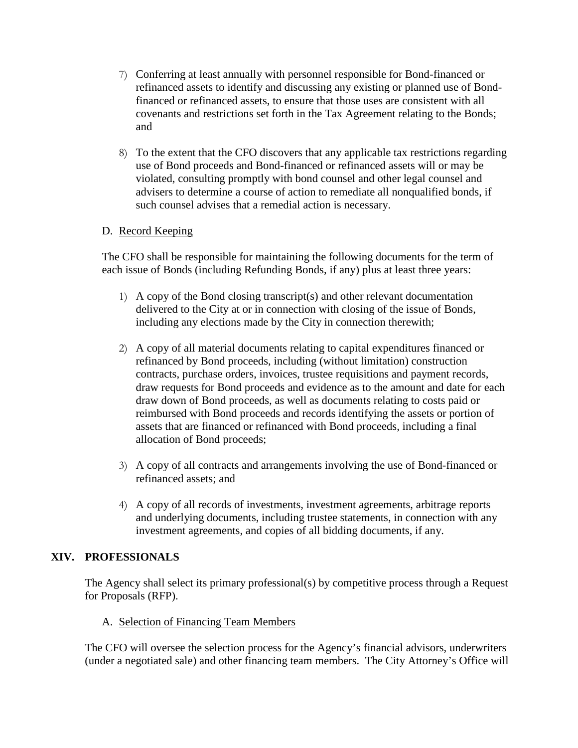7) Conferring at least annually with personnel responsible for Bond-financed or refinanced assets to identify and discussing any existing or planned use of Bond-financed or refinanced assets, to ensure that those uses are consistent with all covenants and restrictions set forth in the Tax Agreement relating to the Bonds; and

8) To the extent that the CFO discovers that any applicable tax restrictions regarding use of Bond proceeds and Bond-financed or refinanced assets will or may be violated, consulting promptly with bond counsel and other legal counsel and advisers to determine a course of action to remediate all nonqualified bonds, if such counsel advises that a remedial action is necessary.

D. Record Keeping

The CFO shall be responsible for maintaining the following documents for the term of each issue of Bonds (including Refunding Bonds, if any) plus at least three years:

1) A copy of the Bond closing transcript(s) and other relevant documentation delivered to the City at or in connection with closing of the issue of Bonds, including any elections made by the City in connection therewith;

2) A copy of all material documents relating to capital expenditures financed or refinanced by Bond proceeds, including (without limitation) construction contracts, purchase orders, invoices, trustee requisitions and payment records, draw requests for Bond proceeds and evidence as to the amount and date for each draw down of Bond proceeds, as well as documents relating to costs paid or reimbursed with Bond proceeds and records identifying the assets or portion of assets that are financed or refinanced with Bond proceeds, including a final allocation of Bond proceeds;

3) A copy of all contracts and arrangements involving the use of Bond-financed or refinanced assets; and

4) A copy of all records of investments, investment agreements, arbitrage reports and underlying documents, including trustee statements, in connection with any investment agreements, and copies of all bidding documents, if any.

## XIV. PROFESSIONALS

The Agency shall select its primary professional(s) by competitive process through a Request for Proposals (RFP).

A. Selection of Financing Team Members

The CFO will oversee the selection process for the Agency's financial advisors, underwriters (under a negotiated sale) and other financing team members. The City Attorney's Office will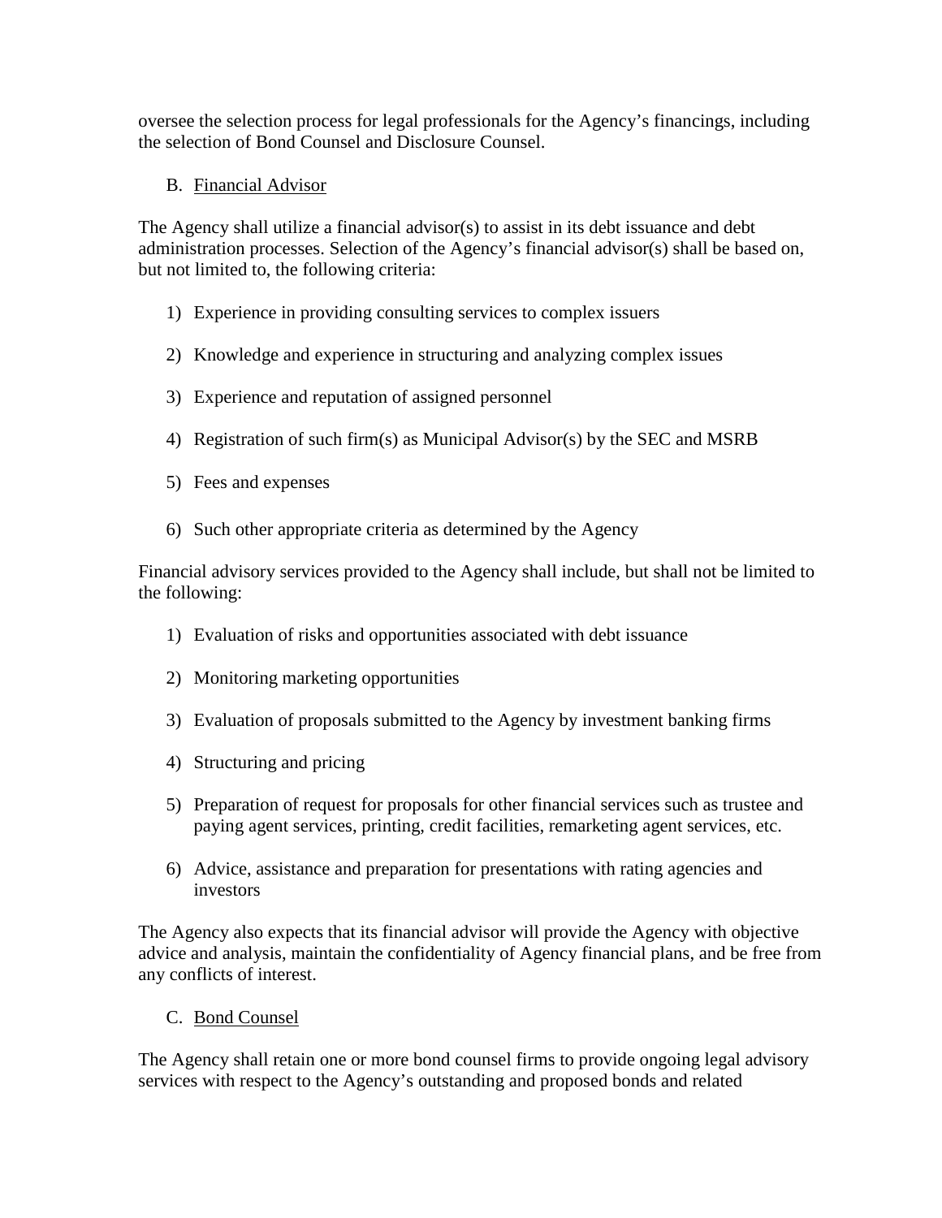oversee the selection process for legal professionals for the Agency's financings, including the selection of Bond Counsel and Disclosure Counsel.

B. Financial Advisor

The Agency shall utilize a financial advisor(s) to assist in its debt issuance and debt administration processes. Selection of the Agency's financial advisor(s) shall be based on, but not limited to, the following criteria:

1) Experience in providing consulting services to complex issuers

2) Knowledge and experience in structuring and analyzing complex issues

3) Experience and reputation of assigned personnel

4) Registration of such firm(s) as Municipal Advisor(s) by the SEC and MSRB

5) Fees and expenses

6) Such other appropriate criteria as determined by the Agency

Financial advisory services provided to the Agency shall include, but shall not be limited to the following:

1) Evaluation of risks and opportunities associated with debt issuance

2) Monitoring marketing opportunities

3) Evaluation of proposals submitted to the Agency by investment banking firms

4) Structuring and pricing

5) Preparation of request for proposals for other financial services such as trustee and paying agent services, printing, credit facilities, remarketing agent services, etc.

6) Advice, assistance and preparation for presentations with rating agencies and investors

The Agency also expects that its financial advisor will provide the Agency with objective advice and analysis, maintain the confidentiality of Agency financial plans, and be free from any conflicts of interest.

C. Bond Counsel

The Agency shall retain one or more bond counsel firms to provide ongoing legal advisory services with respect to the Agency's outstanding and proposed bonds and related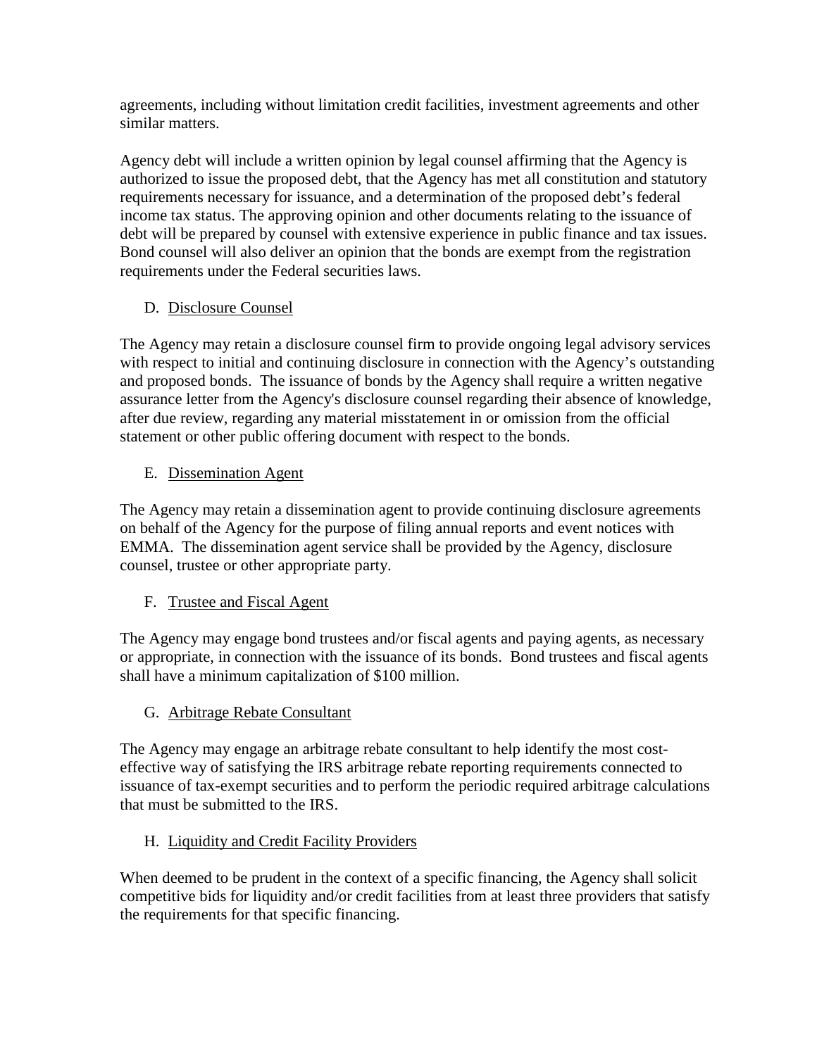agreements, including without limitation credit facilities, investment agreements and other similar matters.

Agency debt will include a written opinion by legal counsel affirming that the Agency is authorized to issue the proposed debt, that the Agency has met all constitution and statutory requirements necessary for issuance, and a determination of the proposed debt's federal income tax status. The approving opinion and other documents relating to the issuance of debt will be prepared by counsel with extensive experience in public finance and tax issues. Bond counsel will also deliver an opinion that the bonds are exempt from the registration requirements under the Federal securities laws.

### D. Disclosure Counsel

The Agency may retain a disclosure counsel firm to provide ongoing legal advisory services with respect to initial and continuing disclosure in connection with the Agency's outstanding and proposed bonds. The issuance of bonds by the Agency shall require a written negative assurance letter from the Agency's disclosure counsel regarding their absence of knowledge, after due review, regarding any material misstatement in or omission from the official statement or other public offering document with respect to the bonds.

### E. Dissemination Agent

The Agency may retain a dissemination agent to provide continuing disclosure agreements on behalf of the Agency for the purpose of filing annual reports and event notices with EMMA. The dissemination agent service shall be provided by the Agency, disclosure counsel, trustee or other appropriate party.

### F. Trustee and Fiscal Agent

The Agency may engage bond trustees and/or fiscal agents and paying agents, as necessary or appropriate, in connection with the issuance of its bonds. Bond trustees and fiscal agents shall have a minimum capitalization of $100 million.

### G. Arbitrage Rebate Consultant

The Agency may engage an arbitrage rebate consultant to help identify the most cost-effective way of satisfying the IRS arbitrage rebate reporting requirements connected to issuance of tax-exempt securities and to perform the periodic required arbitrage calculations that must be submitted to the IRS.

### H. Liquidity and Credit Facility Providers

When deemed to be prudent in the context of a specific financing, the Agency shall solicit competitive bids for liquidity and/or credit facilities from at least three providers that satisfy the requirements for that specific financing.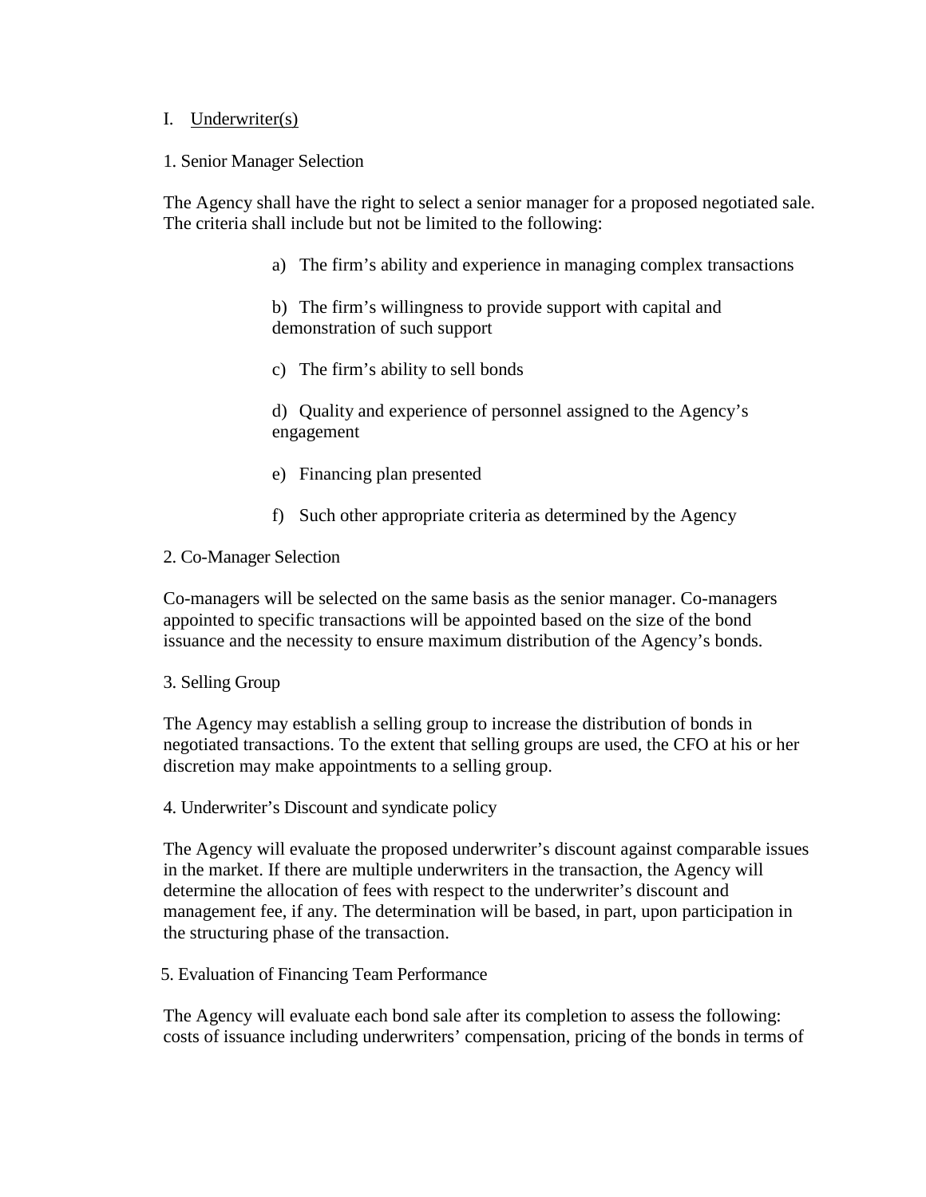## I. Underwriter(s)

### 1. Senior Manager Selection

The Agency shall have the right to select a senior manager for a proposed negotiated sale. The criteria shall include but not be limited to the following:

a) The firm's ability and experience in managing complex transactions

b) The firm's willingness to provide support with capital and demonstration of such support

c) The firm's ability to sell bonds

d) Quality and experience of personnel assigned to the Agency's engagement

e) Financing plan presented

f) Such other appropriate criteria as determined by the Agency

### 2. Co-Manager Selection

Co-managers will be selected on the same basis as the senior manager. Co-managers appointed to specific transactions will be appointed based on the size of the bond issuance and the necessity to ensure maximum distribution of the Agency's bonds.

### 3. Selling Group

The Agency may establish a selling group to increase the distribution of bonds in negotiated transactions. To the extent that selling groups are used, the CFO at his or her discretion may make appointments to a selling group.

### 4. Underwriter's Discount and syndicate policy

The Agency will evaluate the proposed underwriter's discount against comparable issues in the market. If there are multiple underwriters in the transaction, the Agency will determine the allocation of fees with respect to the underwriter's discount and management fee, if any. The determination will be based, in part, upon participation in the structuring phase of the transaction.

### 5. Evaluation of Financing Team Performance

The Agency will evaluate each bond sale after its completion to assess the following: costs of issuance including underwriters' compensation, pricing of the bonds in terms of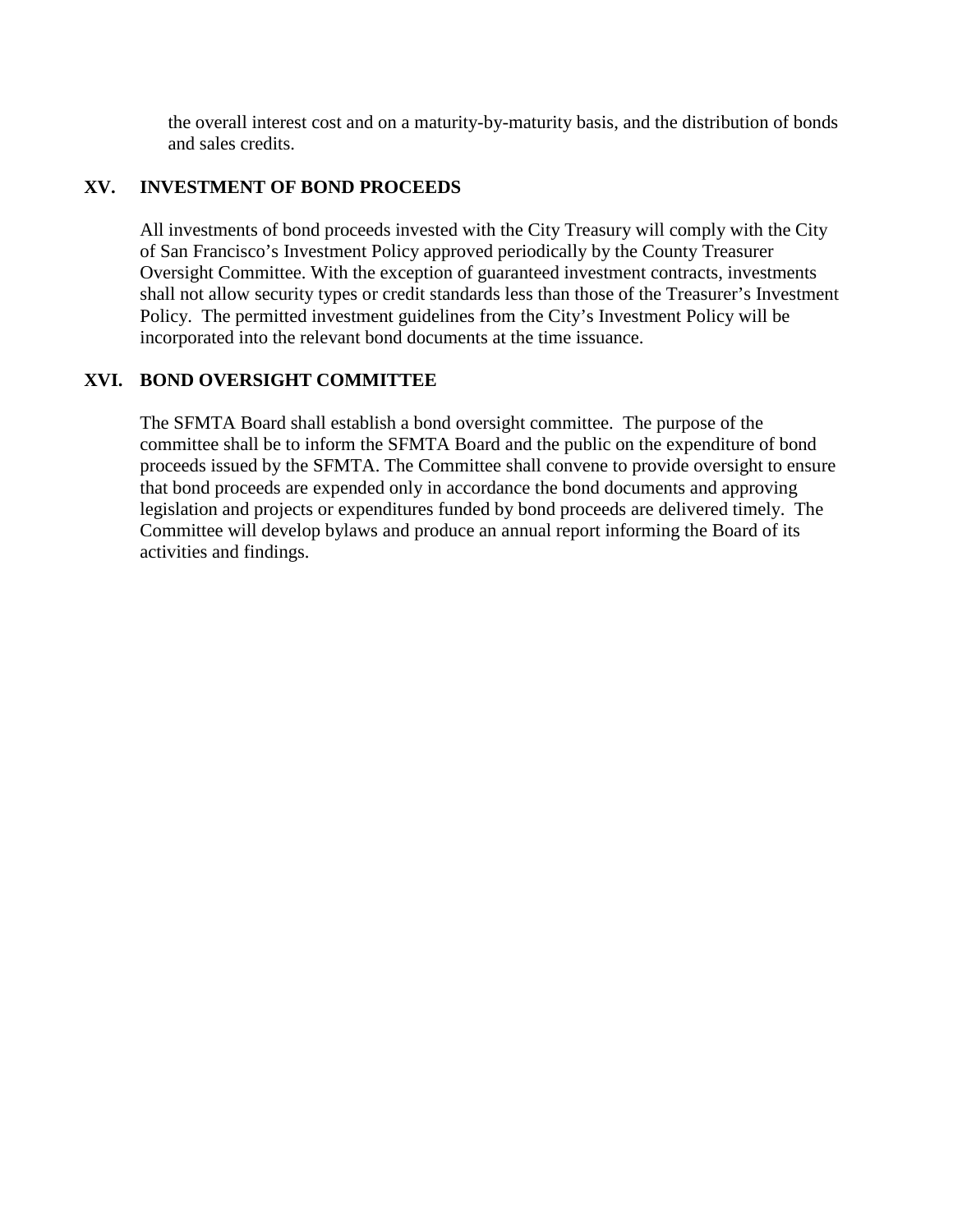the overall interest cost and on a maturity-by-maturity basis, and the distribution of bonds and sales credits.

## XV. INVESTMENT OF BOND PROCEEDS

All investments of bond proceeds invested with the City Treasury will comply with the City of San Francisco's Investment Policy approved periodically by the County Treasurer Oversight Committee. With the exception of guaranteed investment contracts, investments shall not allow security types or credit standards less than those of the Treasurer's Investment Policy. The permitted investment guidelines from the City's Investment Policy will be incorporated into the relevant bond documents at the time issuance.

## XVI. BOND OVERSIGHT COMMITTEE

The SFMTA Board shall establish a bond oversight committee. The purpose of the committee shall be to inform the SFMTA Board and the public on the expenditure of bond proceeds issued by the SFMTA. The Committee shall convene to provide oversight to ensure that bond proceeds are expended only in accordance the bond documents and approving legislation and projects or expenditures funded by bond proceeds are delivered timely. The Committee will develop bylaws and produce an annual report informing the Board of its activities and findings.